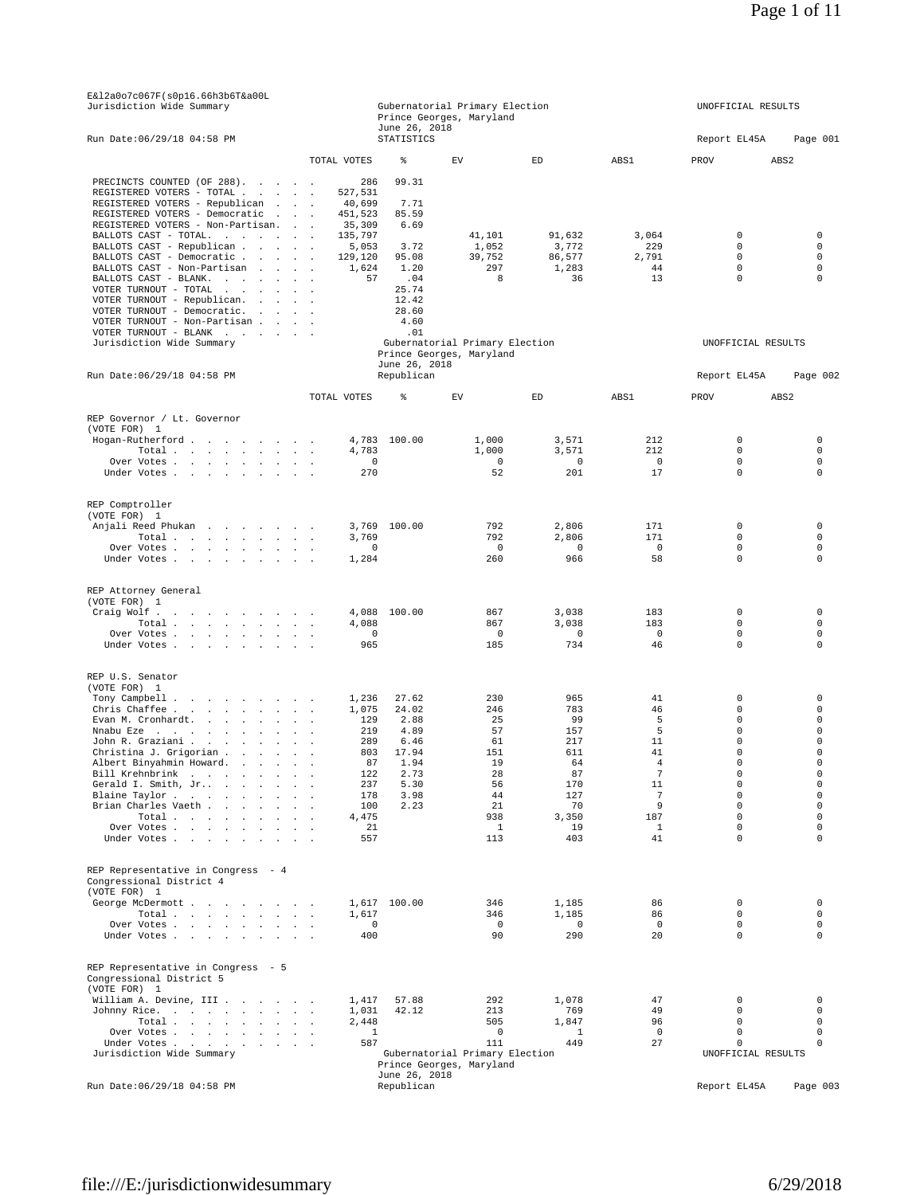E&l2a0o7c067F(s0p16.66h3b6T&a00L

Jurisdiction Wide Summary

Gubernatorial Primary Election
Prince Georges, Maryland
June 26, 2018

UNOFFICIAL RESULTS

Run Date:06/29/18 04:58 PM

STATISTICS

Report EL45A Page 001

| | TOTAL VOTES | % | EV | ED | ABS1 | PROV | ABS2 |
|---|---|---|---|---|---|---|---|
| PRECINCTS COUNTED (OF 288). | 286 | 99.31 | | | | | |
| REGISTERED VOTERS - TOTAL | 527,531 | | | | | | |
| REGISTERED VOTERS - Republican | 40,699 | 7.71 | | | | | |
| REGISTERED VOTERS - Democratic | 451,523 | 85.59 | | | | | |
| REGISTERED VOTERS - Non-Partisan. | 35,309 | 6.69 | | | | | |
| BALLOTS CAST - TOTAL. | 135,797 | | 41,101 | 91,632 | 3,064 | 0 | 0 |
| BALLOTS CAST - Republican | 5,053 | 3.72 | 1,052 | 3,772 | 229 | 0 | 0 |
| BALLOTS CAST - Democratic | 129,120 | 95.08 | 39,752 | 86,577 | 2,791 | 0 | 0 |
| BALLOTS CAST - Non-Partisan | 1,624 | 1.20 | 297 | 1,283 | 44 | 0 | 0 |
| BALLOTS CAST - BLANK. | 57 | .04 | 8 | 36 | 13 | 0 | 0 |
| VOTER TURNOUT - TOTAL | | 25.74 | | | | | |
| VOTER TURNOUT - Republican. | | 12.42 | | | | | |
| VOTER TURNOUT - Democratic. | | 28.60 | | | | | |
| VOTER TURNOUT - Non-Partisan | | 4.60 | | | | | |
| VOTER TURNOUT - BLANK | | .01 | | | | | |

Jurisdiction Wide Summary

Gubernatorial Primary Election
Prince Georges, Maryland
June 26, 2018

UNOFFICIAL RESULTS

Run Date:06/29/18 04:58 PM

Republican

Report EL45A Page 002

| | TOTAL VOTES | % | EV | ED | ABS1 | PROV | ABS2 |
|---|---|---|---|---|---|---|---|
| **REP Governor / Lt. Governor (VOTE FOR) 1** | | | | | | | |
| Hogan-Rutherford | 4,783 | 100.00 | 1,000 | 3,571 | 212 | 0 | 0 |
| Total | 4,783 | | 1,000 | 3,571 | 212 | 0 | 0 |
| Over Votes | 0 | | 0 | 0 | 0 | 0 | 0 |
| Under Votes | 270 | | 52 | 201 | 17 | 0 | 0 |
| **REP Comptroller (VOTE FOR) 1** | | | | | | | |
| Anjali Reed Phukan | 3,769 | 100.00 | 792 | 2,806 | 171 | 0 | 0 |
| Total | 3,769 | | 792 | 2,806 | 171 | 0 | 0 |
| Over Votes | 0 | | 0 | 0 | 0 | 0 | 0 |
| Under Votes | 1,284 | | 260 | 966 | 58 | 0 | 0 |
| **REP Attorney General (VOTE FOR) 1** | | | | | | | |
| Craig Wolf | 4,088 | 100.00 | 867 | 3,038 | 183 | 0 | 0 |
| Total | 4,088 | | 867 | 3,038 | 183 | 0 | 0 |
| Over Votes | 0 | | 0 | 0 | 0 | 0 | 0 |
| Under Votes | 965 | | 185 | 734 | 46 | 0 | 0 |
| **REP U.S. Senator (VOTE FOR) 1** | | | | | | | |
| Tony Campbell | 1,236 | 27.62 | 230 | 965 | 41 | 0 | 0 |
| Chris Chaffee | 1,075 | 24.02 | 246 | 783 | 46 | 0 | 0 |
| Evan M. Cronhardt. | 129 | 2.88 | 25 | 99 | 5 | 0 | 0 |
| Nnabu Eze | 219 | 4.89 | 57 | 157 | 5 | 0 | 0 |
| John R. Graziani | 289 | 6.46 | 61 | 217 | 11 | 0 | 0 |
| Christina J. Grigorian | 803 | 17.94 | 151 | 611 | 41 | 0 | 0 |
| Albert Binyahmin Howard. | 87 | 1.94 | 19 | 64 | 4 | 0 | 0 |
| Bill Krehnbrink | 122 | 2.73 | 28 | 87 | 7 | 0 | 0 |
| Gerald I. Smith, Jr.. | 237 | 5.30 | 56 | 170 | 11 | 0 | 0 |
| Blaine Taylor | 178 | 3.98 | 44 | 127 | 7 | 0 | 0 |
| Brian Charles Vaeth | 100 | 2.23 | 21 | 70 | 9 | 0 | 0 |
| Total | 4,475 | | 938 | 3,350 | 187 | 0 | 0 |
| Over Votes | 21 | | 1 | 19 | 1 | 0 | 0 |
| Under Votes | 557 | | 113 | 403 | 41 | 0 | 0 |
| **REP Representative in Congress - 4 Congressional District 4 (VOTE FOR) 1** | | | | | | | |
| George McDermott | 1,617 | 100.00 | 346 | 1,185 | 86 | 0 | 0 |
| Total | 1,617 | | 346 | 1,185 | 86 | 0 | 0 |
| Over Votes | 0 | | 0 | 0 | 0 | 0 | 0 |
| Under Votes | 400 | | 90 | 290 | 20 | 0 | 0 |
| **REP Representative in Congress - 5 Congressional District 5 (VOTE FOR) 1** | | | | | | | |
| William A. Devine, III | 1,417 | 57.88 | 292 | 1,078 | 47 | 0 | 0 |
| Johnny Rice. | 1,031 | 42.12 | 213 | 769 | 49 | 0 | 0 |
| Total | 2,448 | | 505 | 1,847 | 96 | 0 | 0 |
| Over Votes | 1 | | 0 | 1 | 0 | 0 | 0 |
| Under Votes | 587 | | 111 | 449 | 27 | 0 | 0 |

Jurisdiction Wide Summary

Gubernatorial Primary Election
Prince Georges, Maryland
June 26, 2018

UNOFFICIAL RESULTS

Run Date:06/29/18 04:58 PM

Republican

Report EL45A Page 003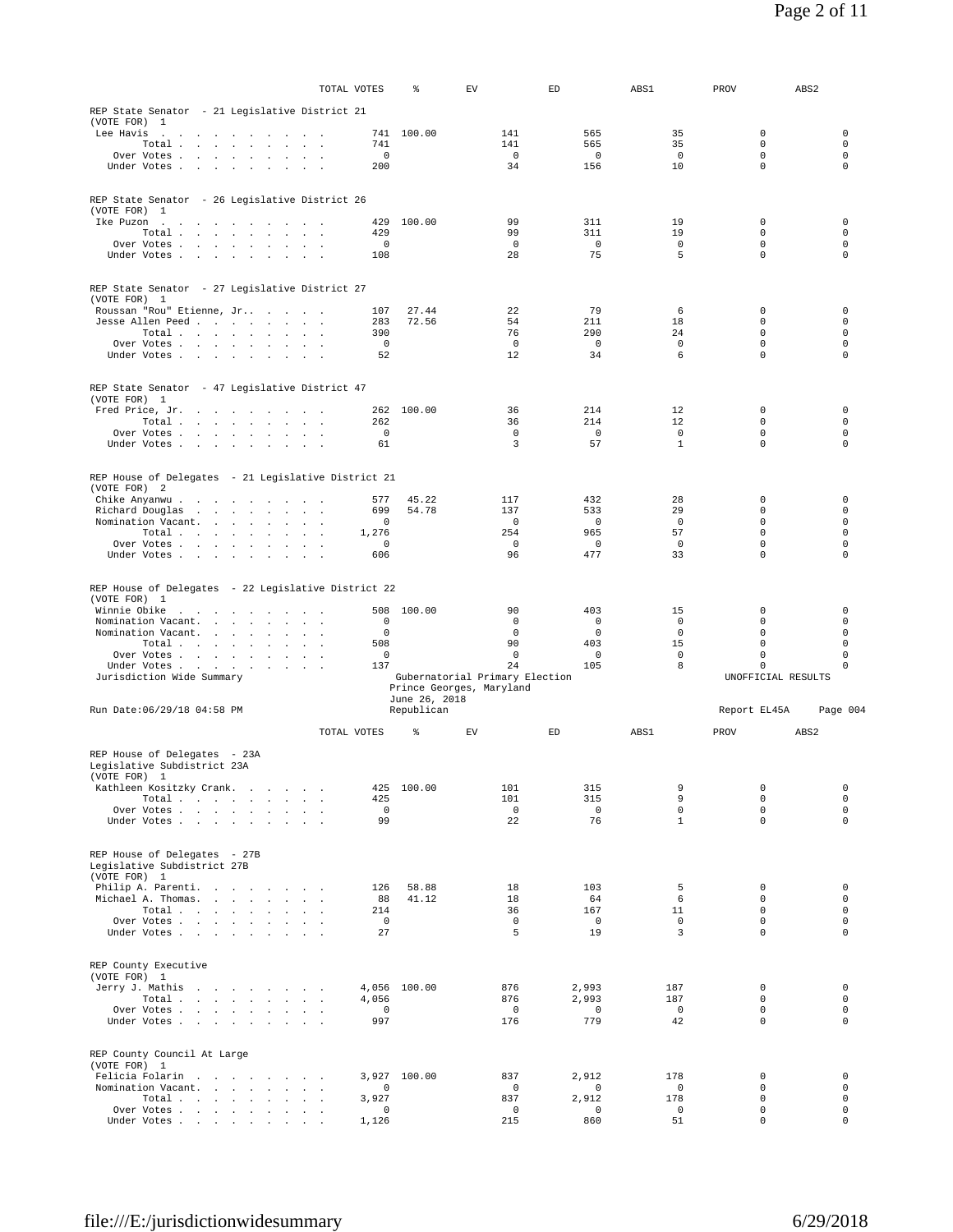| | TOTAL VOTES | % | EV | ED | ABS1 | PROV | ABS2 |
|---|---|---|---|---|---|---|---|
| **REP State Senator - 21 Legislative District 21 (VOTE FOR) 1** | | | | | | | |
| Lee Havis | 741 | 100.00 | 141 | 565 | 35 | 0 | 0 |
| Total | 741 | | 141 | 565 | 35 | 0 | 0 |
| Over Votes | 0 | | 0 | 0 | 0 | 0 | 0 |
| Under Votes | 200 | | 34 | 156 | 10 | 0 | 0 |
| **REP State Senator - 26 Legislative District 26 (VOTE FOR) 1** | | | | | | | |
| Ike Puzon | 429 | 100.00 | 99 | 311 | 19 | 0 | 0 |
| Total | 429 | | 99 | 311 | 19 | 0 | 0 |
| Over Votes | 0 | | 0 | 0 | 0 | 0 | 0 |
| Under Votes | 108 | | 28 | 75 | 5 | 0 | 0 |
| **REP State Senator - 27 Legislative District 27 (VOTE FOR) 1** | | | | | | | |
| Roussan "Rou" Etienne, Jr. | 107 | 27.44 | 22 | 79 | 6 | 0 | 0 |
| Jesse Allen Peed | 283 | 72.56 | 54 | 211 | 18 | 0 | 0 |
| Total | 390 | | 76 | 290 | 24 | 0 | 0 |
| Over Votes | 0 | | 0 | 0 | 0 | 0 | 0 |
| Under Votes | 52 | | 12 | 34 | 6 | 0 | 0 |
| **REP State Senator - 47 Legislative District 47 (VOTE FOR) 1** | | | | | | | |
| Fred Price, Jr. | 262 | 100.00 | 36 | 214 | 12 | 0 | 0 |
| Total | 262 | | 36 | 214 | 12 | 0 | 0 |
| Over Votes | 0 | | 0 | 0 | 0 | 0 | 0 |
| Under Votes | 61 | | 3 | 57 | 1 | 0 | 0 |
| **REP House of Delegates - 21 Legislative District 21 (VOTE FOR) 2** | | | | | | | |
| Chike Anyanwu | 577 | 45.22 | 117 | 432 | 28 | 0 | 0 |
| Richard Douglas | 699 | 54.78 | 137 | 533 | 29 | 0 | 0 |
| Nomination Vacant. | 0 | | 0 | 0 | 0 | 0 | 0 |
| Total | 1,276 | | 254 | 965 | 57 | 0 | 0 |
| Over Votes | 0 | | 0 | 0 | 0 | 0 | 0 |
| Under Votes | 606 | | 96 | 477 | 33 | 0 | 0 |
| **REP House of Delegates - 22 Legislative District 22 (VOTE FOR) 1** | | | | | | | |
| Winnie Obike | 508 | 100.00 | 90 | 403 | 15 | 0 | 0 |
| Nomination Vacant. | 0 | | 0 | 0 | 0 | 0 | 0 |
| Nomination Vacant. | 0 | | 0 | 0 | 0 | 0 | 0 |
| Total | 508 | | 90 | 403 | 15 | 0 | 0 |
| Over Votes | 0 | | 0 | 0 | 0 | 0 | 0 |
| Under Votes | 137 | | 24 | 105 | 8 | 0 | 0 |

Jurisdiction Wide Summary — Gubernatorial Primary Election, Prince Georges, Maryland, June 26, 2018, Republican — UNOFFICIAL RESULTS

Run Date:06/29/18 04:58 PM — Report EL45A — Page 004

| | TOTAL VOTES | % | EV | ED | ABS1 | PROV | ABS2 |
|---|---|---|---|---|---|---|---|
| **REP House of Delegates - 23A Legislative Subdistrict 23A (VOTE FOR) 1** | | | | | | | |
| Kathleen Kositzky Crank. | 425 | 100.00 | 101 | 315 | 9 | 0 | 0 |
| Total | 425 | | 101 | 315 | 9 | 0 | 0 |
| Over Votes | 0 | | 0 | 0 | 0 | 0 | 0 |
| Under Votes | 99 | | 22 | 76 | 1 | 0 | 0 |
| **REP House of Delegates - 27B Legislative Subdistrict 27B (VOTE FOR) 1** | | | | | | | |
| Philip A. Parenti. | 126 | 58.88 | 18 | 103 | 5 | 0 | 0 |
| Michael A. Thomas. | 88 | 41.12 | 18 | 64 | 6 | 0 | 0 |
| Total | 214 | | 36 | 167 | 11 | 0 | 0 |
| Over Votes | 0 | | 0 | 0 | 0 | 0 | 0 |
| Under Votes | 27 | | 5 | 19 | 3 | 0 | 0 |
| **REP County Executive (VOTE FOR) 1** | | | | | | | |
| Jerry J. Mathis | 4,056 | 100.00 | 876 | 2,993 | 187 | 0 | 0 |
| Total | 4,056 | | 876 | 2,993 | 187 | 0 | 0 |
| Over Votes | 0 | | 0 | 0 | 0 | 0 | 0 |
| Under Votes | 997 | | 176 | 779 | 42 | 0 | 0 |
| **REP County Council At Large (VOTE FOR) 1** | | | | | | | |
| Felicia Folarin | 3,927 | 100.00 | 837 | 2,912 | 178 | 0 | 0 |
| Nomination Vacant. | 0 | | 0 | 0 | 0 | 0 | 0 |
| Total | 3,927 | | 837 | 2,912 | 178 | 0 | 0 |
| Over Votes | 0 | | 0 | 0 | 0 | 0 | 0 |
| Under Votes | 1,126 | | 215 | 860 | 51 | 0 | 0 |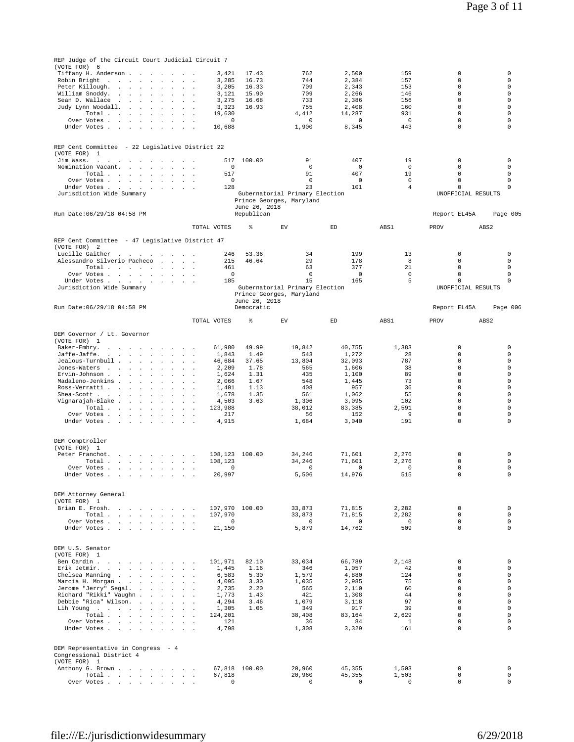REP Judge of the Circuit Court Judicial Circuit 7
(VOTE FOR) 6

| | TOTAL VOTES | % | EV | ED | ABS1 | PROV | ABS2 |
|---|---|---|---|---|---|---|---|
| Tiffany H. Anderson | 3,421 | 17.43 | 762 | 2,500 | 159 | 0 | 0 |
| Robin Bright | 3,285 | 16.73 | 744 | 2,384 | 157 | 0 | 0 |
| Peter Killough. | 3,205 | 16.33 | 709 | 2,343 | 153 | 0 | 0 |
| William Snoddy. | 3,121 | 15.90 | 709 | 2,266 | 146 | 0 | 0 |
| Sean D. Wallace | 3,275 | 16.68 | 733 | 2,386 | 156 | 0 | 0 |
| Judy Lynn Woodall. | 3,323 | 16.93 | 755 | 2,408 | 160 | 0 | 0 |
| Total | 19,630 | | 4,412 | 14,287 | 931 | 0 | 0 |
| Over Votes | 0 | | 0 | 0 | 0 | 0 | 0 |
| Under Votes | 10,688 | | 1,900 | 8,345 | 443 | 0 | 0 |

REP Cent Committee - 22 Legislative District 22
(VOTE FOR) 1

| | TOTAL VOTES | % | EV | ED | ABS1 | PROV | ABS2 |
|---|---|---|---|---|---|---|---|
| Jim Wass. | 517 | 100.00 | 91 | 407 | 19 | 0 | 0 |
| Nomination Vacant. | 0 | | 0 | 0 | 0 | 0 | 0 |
| Total | 517 | | 91 | 407 | 19 | 0 | 0 |
| Over Votes | 0 | | 0 | 0 | 0 | 0 | 0 |
| Under Votes | 128 | | 23 | 101 | 4 | 0 | 0 |

Jurisdiction Wide Summary — Gubernatorial Primary Election — Prince Georges, Maryland — June 26, 2018 — Republican — UNOFFICIAL RESULTS

Run Date:06/29/18 04:58 PM — Report EL45A — Page 005

REP Cent Committee - 47 Legislative District 47
(VOTE FOR) 2

| | TOTAL VOTES | % | EV | ED | ABS1 | PROV | ABS2 |
|---|---|---|---|---|---|---|---|
| Lucille Gaither | 246 | 53.36 | 34 | 199 | 13 | 0 | 0 |
| Alessandro Silverio Pacheco | 215 | 46.64 | 29 | 178 | 8 | 0 | 0 |
| Total | 461 | | 63 | 377 | 21 | 0 | 0 |
| Over Votes | 0 | | 0 | 0 | 0 | 0 | 0 |
| Under Votes | 185 | | 15 | 165 | 5 | 0 | 0 |

Jurisdiction Wide Summary — Gubernatorial Primary Election — Prince Georges, Maryland — June 26, 2018 — Democratic — UNOFFICIAL RESULTS

Run Date:06/29/18 04:58 PM — Report EL45A — Page 006

DEM Governor / Lt. Governor
(VOTE FOR) 1

| | TOTAL VOTES | % | EV | ED | ABS1 | PROV | ABS2 |
|---|---|---|---|---|---|---|---|
| Baker-Embry. | 61,980 | 49.99 | 19,842 | 40,755 | 1,383 | 0 | 0 |
| Jaffe-Jaffe. | 1,843 | 1.49 | 543 | 1,272 | 28 | 0 | 0 |
| Jealous-Turnbull | 46,684 | 37.65 | 13,804 | 32,093 | 787 | 0 | 0 |
| Jones-Waters | 2,209 | 1.78 | 565 | 1,606 | 38 | 0 | 0 |
| Ervin-Johnson | 1,624 | 1.31 | 435 | 1,100 | 89 | 0 | 0 |
| Madaleno-Jenkins | 2,066 | 1.67 | 548 | 1,445 | 73 | 0 | 0 |
| Ross-Verratti | 1,401 | 1.13 | 408 | 957 | 36 | 0 | 0 |
| Shea-Scott | 1,678 | 1.35 | 561 | 1,062 | 55 | 0 | 0 |
| Vignarajah-Blake | 4,503 | 3.63 | 1,306 | 3,095 | 102 | 0 | 0 |
| Total | 123,988 | | 38,012 | 83,385 | 2,591 | 0 | 0 |
| Over Votes | 217 | | 56 | 152 | 9 | 0 | 0 |
| Under Votes | 4,915 | | 1,684 | 3,040 | 191 | 0 | 0 |

DEM Comptroller
(VOTE FOR) 1

| | TOTAL VOTES | % | EV | ED | ABS1 | PROV | ABS2 |
|---|---|---|---|---|---|---|---|
| Peter Franchot. | 108,123 | 100.00 | 34,246 | 71,601 | 2,276 | 0 | 0 |
| Total | 108,123 | | 34,246 | 71,601 | 2,276 | 0 | 0 |
| Over Votes | 0 | | 0 | 0 | 0 | 0 | 0 |
| Under Votes | 20,997 | | 5,506 | 14,976 | 515 | 0 | 0 |

DEM Attorney General
(VOTE FOR) 1

| | TOTAL VOTES | % | EV | ED | ABS1 | PROV | ABS2 |
|---|---|---|---|---|---|---|---|
| Brian E. Frosh. | 107,970 | 100.00 | 33,873 | 71,815 | 2,282 | 0 | 0 |
| Total | 107,970 | | 33,873 | 71,815 | 2,282 | 0 | 0 |
| Over Votes | 0 | | 0 | 0 | 0 | 0 | 0 |
| Under Votes | 21,150 | | 5,879 | 14,762 | 509 | 0 | 0 |

DEM U.S. Senator
(VOTE FOR) 1

| | TOTAL VOTES | % | EV | ED | ABS1 | PROV | ABS2 |
|---|---|---|---|---|---|---|---|
| Ben Cardin | 101,971 | 82.10 | 33,034 | 66,789 | 2,148 | 0 | 0 |
| Erik Jetmir. | 1,445 | 1.16 | 346 | 1,057 | 42 | 0 | 0 |
| Chelsea Manning | 6,583 | 5.30 | 1,579 | 4,880 | 124 | 0 | 0 |
| Marcia H. Morgan | 4,095 | 3.30 | 1,035 | 2,985 | 75 | 0 | 0 |
| Jerome "Jerry" Segal. | 2,735 | 2.20 | 565 | 2,110 | 60 | 0 | 0 |
| Richard "Rikki" Vaughn | 1,773 | 1.43 | 421 | 1,308 | 44 | 0 | 0 |
| Debbie "Rica" Wilson. | 4,294 | 3.46 | 1,079 | 3,118 | 97 | 0 | 0 |
| Lih Young | 1,305 | 1.05 | 349 | 917 | 39 | 0 | 0 |
| Total | 124,201 | | 38,408 | 83,164 | 2,629 | 0 | 0 |
| Over Votes | 121 | | 36 | 84 | 1 | 0 | 0 |
| Under Votes | 4,798 | | 1,308 | 3,329 | 161 | 0 | 0 |

DEM Representative in Congress - 4
Congressional District 4
(VOTE FOR) 1

| | TOTAL VOTES | % | EV | ED | ABS1 | PROV | ABS2 |
|---|---|---|---|---|---|---|---|
| Anthony G. Brown | 67,818 | 100.00 | 20,960 | 45,355 | 1,503 | 0 | 0 |
| Total | 67,818 | | 20,960 | 45,355 | 1,503 | 0 | 0 |
| Over Votes | 0 | | 0 | 0 | 0 | 0 | 0 |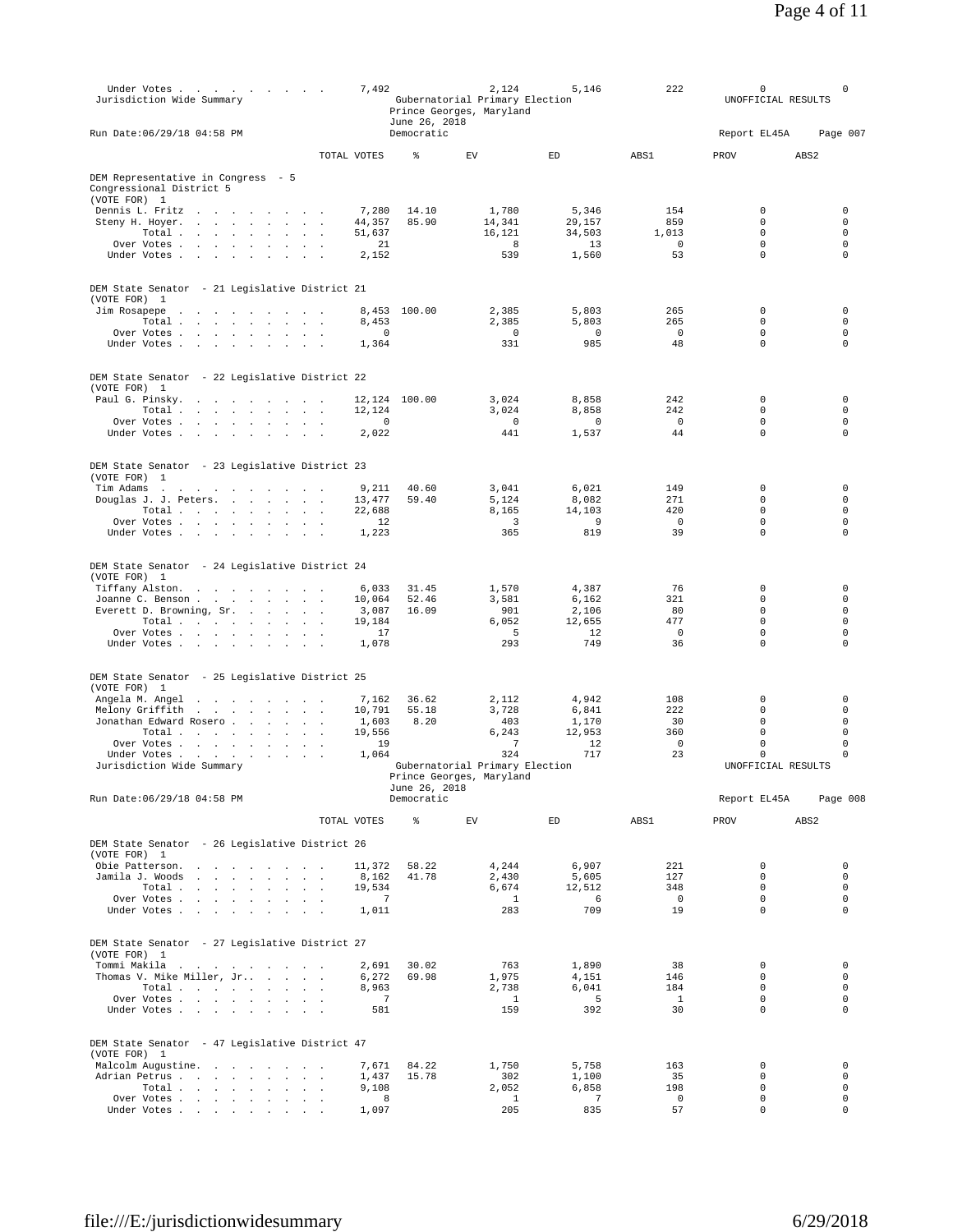| | TOTAL VOTES | % | EV | ED | ABS1 | PROV | ABS2 |
|---|---|---|---|---|---|---|---|
| Under Votes | 7,492 | | 2,124 | 5,146 | 222 | 0 | 0 |

Jurisdiction Wide Summary

Gubernatorial Primary Election
Prince Georges, Maryland
June 26, 2018
Democratic

UNOFFICIAL RESULTS

Run Date:06/29/18 04:58 PM

Report EL45A Page 007

**DEM Representative in Congress - 5**
**Congressional District 5**
**(VOTE FOR) 1**

| | TOTAL VOTES | % | EV | ED | ABS1 | PROV | ABS2 |
|---|---|---|---|---|---|---|---|
| Dennis L. Fritz | 7,280 | 14.10 | 1,780 | 5,346 | 154 | 0 | 0 |
| Steny H. Hoyer. | 44,357 | 85.90 | 14,341 | 29,157 | 859 | 0 | 0 |
| Total | 51,637 | | 16,121 | 34,503 | 1,013 | 0 | 0 |
| Over Votes | 21 | | 8 | 13 | 0 | 0 | 0 |
| Under Votes | 2,152 | | 539 | 1,560 | 53 | 0 | 0 |

**DEM State Senator - 21 Legislative District 21**
**(VOTE FOR) 1**

| | TOTAL VOTES | % | EV | ED | ABS1 | PROV | ABS2 |
|---|---|---|---|---|---|---|---|
| Jim Rosapepe | 8,453 | 100.00 | 2,385 | 5,803 | 265 | 0 | 0 |
| Total | 8,453 | | 2,385 | 5,803 | 265 | 0 | 0 |
| Over Votes | 0 | | 0 | 0 | 0 | 0 | 0 |
| Under Votes | 1,364 | | 331 | 985 | 48 | 0 | 0 |

**DEM State Senator - 22 Legislative District 22**
**(VOTE FOR) 1**

| | TOTAL VOTES | % | EV | ED | ABS1 | PROV | ABS2 |
|---|---|---|---|---|---|---|---|
| Paul G. Pinsky. | 12,124 | 100.00 | 3,024 | 8,858 | 242 | 0 | 0 |
| Total | 12,124 | | 3,024 | 8,858 | 242 | 0 | 0 |
| Over Votes | 0 | | 0 | 0 | 0 | 0 | 0 |
| Under Votes | 2,022 | | 441 | 1,537 | 44 | 0 | 0 |

**DEM State Senator - 23 Legislative District 23**
**(VOTE FOR) 1**

| | TOTAL VOTES | % | EV | ED | ABS1 | PROV | ABS2 |
|---|---|---|---|---|---|---|---|
| Tim Adams | 9,211 | 40.60 | 3,041 | 6,021 | 149 | 0 | 0 |
| Douglas J. J. Peters. | 13,477 | 59.40 | 5,124 | 8,082 | 271 | 0 | 0 |
| Total | 22,688 | | 8,165 | 14,103 | 420 | 0 | 0 |
| Over Votes | 12 | | 3 | 9 | 0 | 0 | 0 |
| Under Votes | 1,223 | | 365 | 819 | 39 | 0 | 0 |

**DEM State Senator - 24 Legislative District 24**
**(VOTE FOR) 1**

| | TOTAL VOTES | % | EV | ED | ABS1 | PROV | ABS2 |
|---|---|---|---|---|---|---|---|
| Tiffany Alston. | 6,033 | 31.45 | 1,570 | 4,387 | 76 | 0 | 0 |
| Joanne C. Benson | 10,064 | 52.46 | 3,581 | 6,162 | 321 | 0 | 0 |
| Everett D. Browning, Sr. | 3,087 | 16.09 | 901 | 2,106 | 80 | 0 | 0 |
| Total | 19,184 | | 6,052 | 12,655 | 477 | 0 | 0 |
| Over Votes | 17 | | 5 | 12 | 0 | 0 | 0 |
| Under Votes | 1,078 | | 293 | 749 | 36 | 0 | 0 |

**DEM State Senator - 25 Legislative District 25**
**(VOTE FOR) 1**

| | TOTAL VOTES | % | EV | ED | ABS1 | PROV | ABS2 |
|---|---|---|---|---|---|---|---|
| Angela M. Angel | 7,162 | 36.62 | 2,112 | 4,942 | 108 | 0 | 0 |
| Melony Griffith | 10,791 | 55.18 | 3,728 | 6,841 | 222 | 0 | 0 |
| Jonathan Edward Rosero | 1,603 | 8.20 | 403 | 1,170 | 30 | 0 | 0 |
| Total | 19,556 | | 6,243 | 12,953 | 360 | 0 | 0 |
| Over Votes | 19 | | 7 | 12 | 0 | 0 | 0 |
| Under Votes | 1,064 | | 324 | 717 | 23 | 0 | 0 |

Jurisdiction Wide Summary

Gubernatorial Primary Election
Prince Georges, Maryland
June 26, 2018
Democratic

UNOFFICIAL RESULTS

Run Date:06/29/18 04:58 PM

Report EL45A Page 008

**DEM State Senator - 26 Legislative District 26**
**(VOTE FOR) 1**

| | TOTAL VOTES | % | EV | ED | ABS1 | PROV | ABS2 |
|---|---|---|---|---|---|---|---|
| Obie Patterson. | 11,372 | 58.22 | 4,244 | 6,907 | 221 | 0 | 0 |
| Jamila J. Woods | 8,162 | 41.78 | 2,430 | 5,605 | 127 | 0 | 0 |
| Total | 19,534 | | 6,674 | 12,512 | 348 | 0 | 0 |
| Over Votes | 7 | | 1 | 6 | 0 | 0 | 0 |
| Under Votes | 1,011 | | 283 | 709 | 19 | 0 | 0 |

**DEM State Senator - 27 Legislative District 27**
**(VOTE FOR) 1**

| | TOTAL VOTES | % | EV | ED | ABS1 | PROV | ABS2 |
|---|---|---|---|---|---|---|---|
| Tommi Makila | 2,691 | 30.02 | 763 | 1,890 | 38 | 0 | 0 |
| Thomas V. Mike Miller, Jr. | 6,272 | 69.98 | 1,975 | 4,151 | 146 | 0 | 0 |
| Total | 8,963 | | 2,738 | 6,041 | 184 | 0 | 0 |
| Over Votes | 7 | | 1 | 5 | 1 | 0 | 0 |
| Under Votes | 581 | | 159 | 392 | 30 | 0 | 0 |

**DEM State Senator - 47 Legislative District 47**
**(VOTE FOR) 1**

| | TOTAL VOTES | % | EV | ED | ABS1 | PROV | ABS2 |
|---|---|---|---|---|---|---|---|
| Malcolm Augustine. | 7,671 | 84.22 | 1,750 | 5,758 | 163 | 0 | 0 |
| Adrian Petrus | 1,437 | 15.78 | 302 | 1,100 | 35 | 0 | 0 |
| Total | 9,108 | | 2,052 | 6,858 | 198 | 0 | 0 |
| Over Votes | 8 | | 1 | 7 | 0 | 0 | 0 |
| Under Votes | 1,097 | | 205 | 835 | 57 | 0 | 0 |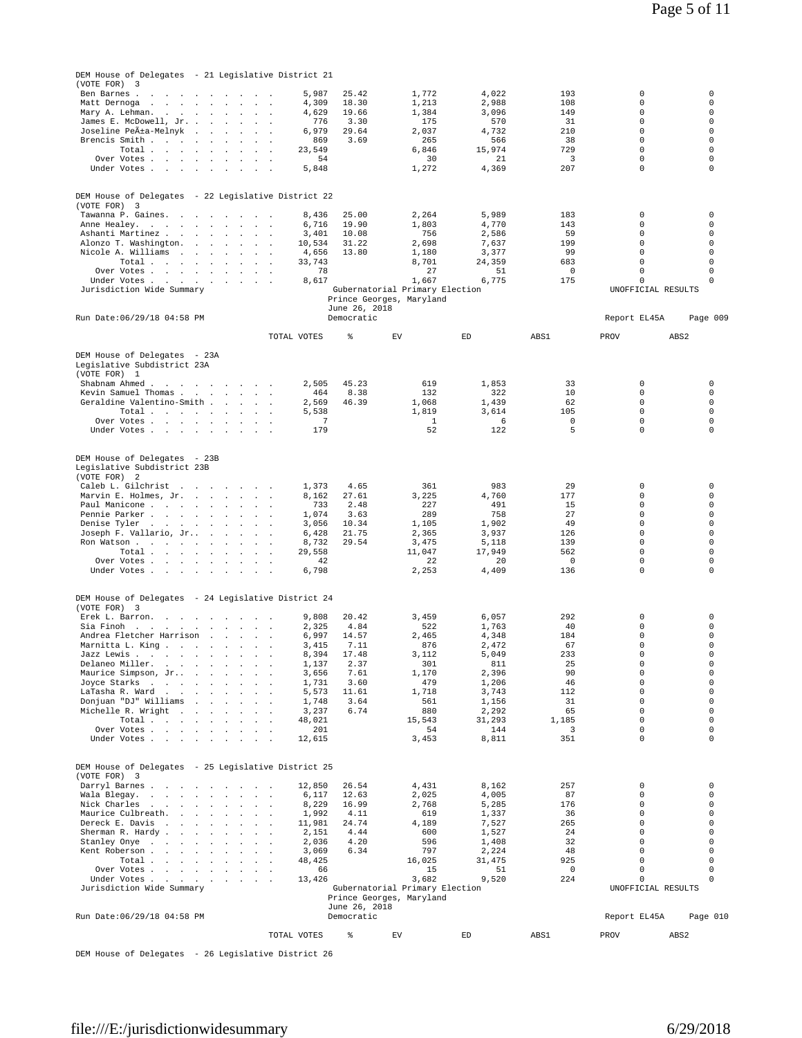DEM House of Delegates - 21 Legislative District 21
(VOTE FOR) 3

| Candidate | TOTAL VOTES | % | EV | ED | ABS1 | PROV | ABS2 |
|---|---|---|---|---|---|---|---|
| Ben Barnes | 5,987 | 25.42 | 1,772 | 4,022 | 193 | 0 | 0 |
| Matt Dernoga | 4,309 | 18.30 | 1,213 | 2,988 | 108 | 0 | 0 |
| Mary A. Lehman. | 4,629 | 19.66 | 1,384 | 3,096 | 149 | 0 | 0 |
| James E. McDowell, Jr. | 776 | 3.30 | 175 | 570 | 31 | 0 | 0 |
| Joseline PeÃ±a-Melnyk | 6,979 | 29.64 | 2,037 | 4,732 | 210 | 0 | 0 |
| Brencis Smith | 869 | 3.69 | 265 | 566 | 38 | 0 | 0 |
| Total | 23,549 | | 6,846 | 15,974 | 729 | 0 | 0 |
| Over Votes | 54 | | 30 | 21 | 3 | 0 | 0 |
| Under Votes | 5,848 | | 1,272 | 4,369 | 207 | 0 | 0 |

DEM House of Delegates - 22 Legislative District 22
(VOTE FOR) 3

| Candidate | TOTAL VOTES | % | EV | ED | ABS1 | PROV | ABS2 |
|---|---|---|---|---|---|---|---|
| Tawanna P. Gaines. | 8,436 | 25.00 | 2,264 | 5,989 | 183 | 0 | 0 |
| Anne Healey. | 6,716 | 19.90 | 1,803 | 4,770 | 143 | 0 | 0 |
| Ashanti Martinez | 3,401 | 10.08 | 756 | 2,586 | 59 | 0 | 0 |
| Alonzo T. Washington. | 10,534 | 31.22 | 2,698 | 7,637 | 199 | 0 | 0 |
| Nicole A. Williams | 4,656 | 13.80 | 1,180 | 3,377 | 99 | 0 | 0 |
| Total | 33,743 | | 8,701 | 24,359 | 683 | 0 | 0 |
| Over Votes | 78 | | 27 | 51 | 0 | 0 | 0 |
| Under Votes | 8,617 | | 1,667 | 6,775 | 175 | 0 | 0 |

Jurisdiction Wide Summary — Gubernatorial Primary Election, Prince Georges, Maryland, June 26, 2018, Democratic — UNOFFICIAL RESULTS
Run Date:06/29/18 04:58 PM — Report EL45A Page 009

DEM House of Delegates - 23A
Legislative Subdistrict 23A
(VOTE FOR) 1

| Candidate | TOTAL VOTES | % | EV | ED | ABS1 | PROV | ABS2 |
|---|---|---|---|---|---|---|---|
| Shabnam Ahmed | 2,505 | 45.23 | 619 | 1,853 | 33 | 0 | 0 |
| Kevin Samuel Thomas | 464 | 8.38 | 132 | 322 | 10 | 0 | 0 |
| Geraldine Valentino-Smith | 2,569 | 46.39 | 1,068 | 1,439 | 62 | 0 | 0 |
| Total | 5,538 | | 1,819 | 3,614 | 105 | 0 | 0 |
| Over Votes | 7 | | 1 | 6 | 0 | 0 | 0 |
| Under Votes | 179 | | 52 | 122 | 5 | 0 | 0 |

DEM House of Delegates - 23B
Legislative Subdistrict 23B
(VOTE FOR) 2

| Candidate | TOTAL VOTES | % | EV | ED | ABS1 | PROV | ABS2 |
|---|---|---|---|---|---|---|---|
| Caleb L. Gilchrist | 1,373 | 4.65 | 361 | 983 | 29 | 0 | 0 |
| Marvin E. Holmes, Jr. | 8,162 | 27.61 | 3,225 | 4,760 | 177 | 0 | 0 |
| Paul Manicone | 733 | 2.48 | 227 | 491 | 15 | 0 | 0 |
| Pennie Parker | 1,074 | 3.63 | 289 | 758 | 27 | 0 | 0 |
| Denise Tyler | 3,056 | 10.34 | 1,105 | 1,902 | 49 | 0 | 0 |
| Joseph F. Vallario, Jr. | 6,428 | 21.75 | 2,365 | 3,937 | 126 | 0 | 0 |
| Ron Watson | 8,732 | 29.54 | 3,475 | 5,118 | 139 | 0 | 0 |
| Total | 29,558 | | 11,047 | 17,949 | 562 | 0 | 0 |
| Over Votes | 42 | | 22 | 20 | 0 | 0 | 0 |
| Under Votes | 6,798 | | 2,253 | 4,409 | 136 | 0 | 0 |

DEM House of Delegates - 24 Legislative District 24
(VOTE FOR) 3

| Candidate | TOTAL VOTES | % | EV | ED | ABS1 | PROV | ABS2 |
|---|---|---|---|---|---|---|---|
| Erek L. Barron. | 9,808 | 20.42 | 3,459 | 6,057 | 292 | 0 | 0 |
| Sia Finoh | 2,325 | 4.84 | 522 | 1,763 | 40 | 0 | 0 |
| Andrea Fletcher Harrison | 6,997 | 14.57 | 2,465 | 4,348 | 184 | 0 | 0 |
| Marnitta L. King | 3,415 | 7.11 | 876 | 2,472 | 67 | 0 | 0 |
| Jazz Lewis | 8,394 | 17.48 | 3,112 | 5,049 | 233 | 0 | 0 |
| Delaneo Miller. | 1,137 | 2.37 | 301 | 811 | 25 | 0 | 0 |
| Maurice Simpson, Jr. | 3,656 | 7.61 | 1,170 | 2,396 | 90 | 0 | 0 |
| Joyce Starks | 1,731 | 3.60 | 479 | 1,206 | 46 | 0 | 0 |
| LaTasha R. Ward | 5,573 | 11.61 | 1,718 | 3,743 | 112 | 0 | 0 |
| Donjuan "DJ" Williams | 1,748 | 3.64 | 561 | 1,156 | 31 | 0 | 0 |
| Michelle R. Wright | 3,237 | 6.74 | 880 | 2,292 | 65 | 0 | 0 |
| Total | 48,021 | | 15,543 | 31,293 | 1,185 | 0 | 0 |
| Over Votes | 201 | | 54 | 144 | 3 | 0 | 0 |
| Under Votes | 12,615 | | 3,453 | 8,811 | 351 | 0 | 0 |

DEM House of Delegates - 25 Legislative District 25
(VOTE FOR) 3

| Candidate | TOTAL VOTES | % | EV | ED | ABS1 | PROV | ABS2 |
|---|---|---|---|---|---|---|---|
| Darryl Barnes | 12,850 | 26.54 | 4,431 | 8,162 | 257 | 0 | 0 |
| Wala Blegay. | 6,117 | 12.63 | 2,025 | 4,005 | 87 | 0 | 0 |
| Nick Charles | 8,229 | 16.99 | 2,768 | 5,285 | 176 | 0 | 0 |
| Maurice Culbreath. | 1,992 | 4.11 | 619 | 1,337 | 36 | 0 | 0 |
| Dereck E. Davis | 11,981 | 24.74 | 4,189 | 7,527 | 265 | 0 | 0 |
| Sherman R. Hardy | 2,151 | 4.44 | 600 | 1,527 | 24 | 0 | 0 |
| Stanley Onye | 2,036 | 4.20 | 596 | 1,408 | 32 | 0 | 0 |
| Kent Roberson | 3,069 | 6.34 | 797 | 2,224 | 48 | 0 | 0 |
| Total | 48,425 | | 16,025 | 31,475 | 925 | 0 | 0 |
| Over Votes | 66 | | 15 | 51 | 0 | 0 | 0 |
| Under Votes | 13,426 | | 3,682 | 9,520 | 224 | 0 | 0 |

Jurisdiction Wide Summary — Gubernatorial Primary Election, Prince Georges, Maryland, June 26, 2018, Democratic — UNOFFICIAL RESULTS
Run Date:06/29/18 04:58 PM — Report EL45A Page 010

DEM House of Delegates - 26 Legislative District 26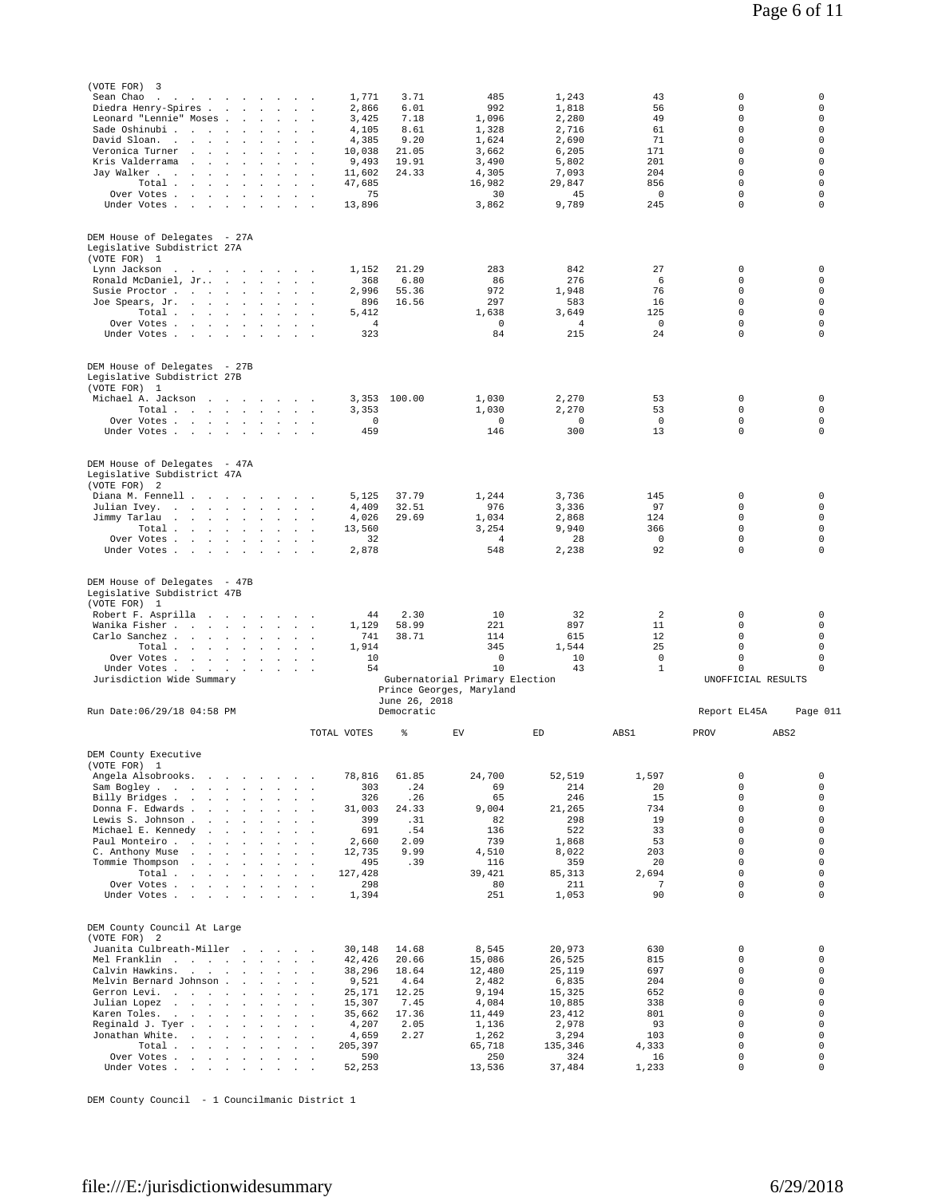(VOTE FOR) 3

| | TOTAL VOTES | % | EV | ED | ABS1 | PROV | ABS2 |
|---|---|---|---|---|---|---|---|
| Sean Chao | 1,771 | 3.71 | 485 | 1,243 | 43 | 0 | 0 |
| Diedra Henry-Spires | 2,866 | 6.01 | 992 | 1,818 | 56 | 0 | 0 |
| Leonard "Lennie" Moses | 3,425 | 7.18 | 1,096 | 2,280 | 49 | 0 | 0 |
| Sade Oshinubi | 4,105 | 8.61 | 1,328 | 2,716 | 61 | 0 | 0 |
| David Sloan. | 4,385 | 9.20 | 1,624 | 2,690 | 71 | 0 | 0 |
| Veronica Turner | 10,038 | 21.05 | 3,662 | 6,205 | 171 | 0 | 0 |
| Kris Valderrama | 9,493 | 19.91 | 3,490 | 5,802 | 201 | 0 | 0 |
| Jay Walker | 11,602 | 24.33 | 4,305 | 7,093 | 204 | 0 | 0 |
| Total | 47,685 | | 16,982 | 29,847 | 856 | 0 | 0 |
| Over Votes | 75 | | 30 | 45 | 0 | 0 | 0 |
| Under Votes | 13,896 | | 3,862 | 9,789 | 245 | 0 | 0 |

DEM House of Delegates - 27A
Legislative Subdistrict 27A
(VOTE FOR) 1

| | TOTAL VOTES | % | EV | ED | ABS1 | PROV | ABS2 |
|---|---|---|---|---|---|---|---|
| Lynn Jackson | 1,152 | 21.29 | 283 | 842 | 27 | 0 | 0 |
| Ronald McDaniel, Jr. | 368 | 6.80 | 86 | 276 | 6 | 0 | 0 |
| Susie Proctor | 2,996 | 55.36 | 972 | 1,948 | 76 | 0 | 0 |
| Joe Spears, Jr. | 896 | 16.56 | 297 | 583 | 16 | 0 | 0 |
| Total | 5,412 | | 1,638 | 3,649 | 125 | 0 | 0 |
| Over Votes | 4 | | 0 | 4 | 0 | 0 | 0 |
| Under Votes | 323 | | 84 | 215 | 24 | 0 | 0 |

DEM House of Delegates - 27B
Legislative Subdistrict 27B
(VOTE FOR) 1

| | TOTAL VOTES | % | EV | ED | ABS1 | PROV | ABS2 |
|---|---|---|---|---|---|---|---|
| Michael A. Jackson | 3,353 | 100.00 | 1,030 | 2,270 | 53 | 0 | 0 |
| Total | 3,353 | | 1,030 | 2,270 | 53 | 0 | 0 |
| Over Votes | 0 | | 0 | 0 | 0 | 0 | 0 |
| Under Votes | 459 | | 146 | 300 | 13 | 0 | 0 |

DEM House of Delegates - 47A
Legislative Subdistrict 47A
(VOTE FOR) 2

| | TOTAL VOTES | % | EV | ED | ABS1 | PROV | ABS2 |
|---|---|---|---|---|---|---|---|
| Diana M. Fennell | 5,125 | 37.79 | 1,244 | 3,736 | 145 | 0 | 0 |
| Julian Ivey. | 4,409 | 32.51 | 976 | 3,336 | 97 | 0 | 0 |
| Jimmy Tarlau | 4,026 | 29.69 | 1,034 | 2,868 | 124 | 0 | 0 |
| Total | 13,560 | | 3,254 | 9,940 | 366 | 0 | 0 |
| Over Votes | 32 | | 4 | 28 | 0 | 0 | 0 |
| Under Votes | 2,878 | | 548 | 2,238 | 92 | 0 | 0 |

DEM House of Delegates - 47B
Legislative Subdistrict 47B
(VOTE FOR) 1

| | TOTAL VOTES | % | EV | ED | ABS1 | PROV | ABS2 |
|---|---|---|---|---|---|---|---|
| Robert F. Asprilla | 44 | 2.30 | 10 | 32 | 2 | 0 | 0 |
| Wanika Fisher | 1,129 | 58.99 | 221 | 897 | 11 | 0 | 0 |
| Carlo Sanchez | 741 | 38.71 | 114 | 615 | 12 | 0 | 0 |
| Total | 1,914 | | 345 | 1,544 | 25 | 0 | 0 |
| Over Votes | 10 | | 0 | 10 | 0 | 0 | 0 |
| Under Votes | 54 | | 10 | 43 | 1 | 0 | 0 |

Jurisdiction Wide Summary — Gubernatorial Primary Election, Prince Georges, Maryland, June 26, 2018 — Democratic — UNOFFICIAL RESULTS

Run Date:06/29/18 04:58 PM — Report EL45A Page 011

DEM County Executive
(VOTE FOR) 1

| | TOTAL VOTES | % | EV | ED | ABS1 | PROV | ABS2 |
|---|---|---|---|---|---|---|---|
| Angela Alsobrooks. | 78,816 | 61.85 | 24,700 | 52,519 | 1,597 | 0 | 0 |
| Sam Bogley | 303 | .24 | 69 | 214 | 20 | 0 | 0 |
| Billy Bridges | 326 | .26 | 65 | 246 | 15 | 0 | 0 |
| Donna F. Edwards | 31,003 | 24.33 | 9,004 | 21,265 | 734 | 0 | 0 |
| Lewis S. Johnson | 399 | .31 | 82 | 298 | 19 | 0 | 0 |
| Michael E. Kennedy | 691 | .54 | 136 | 522 | 33 | 0 | 0 |
| Paul Monteiro | 2,660 | 2.09 | 739 | 1,868 | 53 | 0 | 0 |
| C. Anthony Muse | 12,735 | 9.99 | 4,510 | 8,022 | 203 | 0 | 0 |
| Tommie Thompson | 495 | .39 | 116 | 359 | 20 | 0 | 0 |
| Total | 127,428 | | 39,421 | 85,313 | 2,694 | 0 | 0 |
| Over Votes | 298 | | 80 | 211 | 7 | 0 | 0 |
| Under Votes | 1,394 | | 251 | 1,053 | 90 | 0 | 0 |

DEM County Council At Large
(VOTE FOR) 2

| | TOTAL VOTES | % | EV | ED | ABS1 | PROV | ABS2 |
|---|---|---|---|---|---|---|---|
| Juanita Culbreath-Miller | 30,148 | 14.68 | 8,545 | 20,973 | 630 | 0 | 0 |
| Mel Franklin | 42,426 | 20.66 | 15,086 | 26,525 | 815 | 0 | 0 |
| Calvin Hawkins. | 38,296 | 18.64 | 12,480 | 25,119 | 697 | 0 | 0 |
| Melvin Bernard Johnson | 9,521 | 4.64 | 2,482 | 6,835 | 204 | 0 | 0 |
| Gerron Levi. | 25,171 | 12.25 | 9,194 | 15,325 | 652 | 0 | 0 |
| Julian Lopez | 15,307 | 7.45 | 4,084 | 10,885 | 338 | 0 | 0 |
| Karen Toles. | 35,662 | 17.36 | 11,449 | 23,412 | 801 | 0 | 0 |
| Reginald J. Tyer | 4,207 | 2.05 | 1,136 | 2,978 | 93 | 0 | 0 |
| Jonathan White. | 4,659 | 2.27 | 1,262 | 3,294 | 103 | 0 | 0 |
| Total | 205,397 | | 65,718 | 135,346 | 4,333 | 0 | 0 |
| Over Votes | 590 | | 250 | 324 | 16 | 0 | 0 |
| Under Votes | 52,253 | | 13,536 | 37,484 | 1,233 | 0 | 0 |

DEM County Council - 1 Councilmanic District 1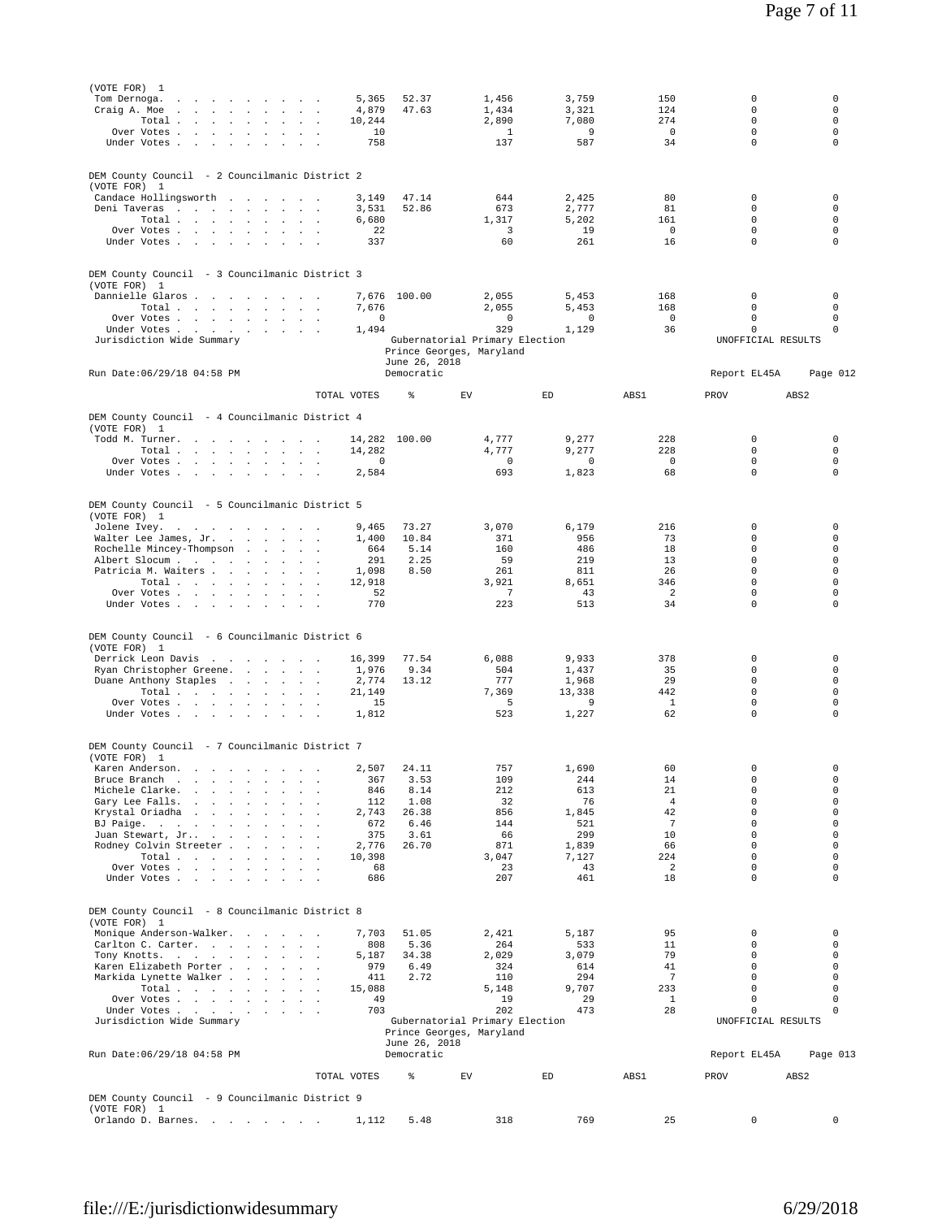| (VOTE FOR) 1 | TOTAL VOTES | % | EV | ED | ABS1 | PROV | ABS2 |
|---|---|---|---|---|---|---|---|
| Tom Dernoga | 5,365 | 52.37 | 1,456 | 3,759 | 150 | 0 | 0 |
| Craig A. Moe | 4,879 | 47.63 | 1,434 | 3,321 | 124 | 0 | 0 |
| Total | 10,244 | | 2,890 | 7,080 | 274 | 0 | 0 |
| Over Votes | 10 | | 1 | 9 | 0 | 0 | 0 |
| Under Votes | 758 | | 137 | 587 | 34 | 0 | 0 |

DEM County Council - 2 Councilmanic District 2

| (VOTE FOR) 1 | TOTAL VOTES | % | EV | ED | ABS1 | PROV | ABS2 |
|---|---|---|---|---|---|---|---|
| Candace Hollingsworth | 3,149 | 47.14 | 644 | 2,425 | 80 | 0 | 0 |
| Deni Taveras | 3,531 | 52.86 | 673 | 2,777 | 81 | 0 | 0 |
| Total | 6,680 | | 1,317 | 5,202 | 161 | 0 | 0 |
| Over Votes | 22 | | 3 | 19 | 0 | 0 | 0 |
| Under Votes | 337 | | 60 | 261 | 16 | 0 | 0 |

DEM County Council - 3 Councilmanic District 3

| (VOTE FOR) 1 | TOTAL VOTES | % | EV | ED | ABS1 | PROV | ABS2 |
|---|---|---|---|---|---|---|---|
| Dannielle Glaros | 7,676 | 100.00 | 2,055 | 5,453 | 168 | 0 | 0 |
| Total | 7,676 | | 2,055 | 5,453 | 168 | 0 | 0 |
| Over Votes | 0 | | 0 | 0 | 0 | 0 | 0 |
| Under Votes | 1,494 | | 329 | 1,129 | 36 | 0 | 0 |

Jurisdiction Wide Summary — Gubernatorial Primary Election — Prince Georges, Maryland — June 26, 2018 — Democratic — UNOFFICIAL RESULTS

Run Date:06/29/18 04:58 PM — Report EL45A — Page 012

DEM County Council - 4 Councilmanic District 4

| (VOTE FOR) 1 | TOTAL VOTES | % | EV | ED | ABS1 | PROV | ABS2 |
|---|---|---|---|---|---|---|---|
| Todd M. Turner | 14,282 | 100.00 | 4,777 | 9,277 | 228 | 0 | 0 |
| Total | 14,282 | | 4,777 | 9,277 | 228 | 0 | 0 |
| Over Votes | 0 | | 0 | 0 | 0 | 0 | 0 |
| Under Votes | 2,584 | | 693 | 1,823 | 68 | 0 | 0 |

DEM County Council - 5 Councilmanic District 5

| (VOTE FOR) 1 | TOTAL VOTES | % | EV | ED | ABS1 | PROV | ABS2 |
|---|---|---|---|---|---|---|---|
| Jolene Ivey | 9,465 | 73.27 | 3,070 | 6,179 | 216 | 0 | 0 |
| Walter Lee James, Jr. | 1,400 | 10.84 | 371 | 956 | 73 | 0 | 0 |
| Rochelle Mincey-Thompson | 664 | 5.14 | 160 | 486 | 18 | 0 | 0 |
| Albert Slocum | 291 | 2.25 | 59 | 219 | 13 | 0 | 0 |
| Patricia M. Waiters | 1,098 | 8.50 | 261 | 811 | 26 | 0 | 0 |
| Total | 12,918 | | 3,921 | 8,651 | 346 | 0 | 0 |
| Over Votes | 52 | | 7 | 43 | 2 | 0 | 0 |
| Under Votes | 770 | | 223 | 513 | 34 | 0 | 0 |

DEM County Council - 6 Councilmanic District 6

| (VOTE FOR) 1 | TOTAL VOTES | % | EV | ED | ABS1 | PROV | ABS2 |
|---|---|---|---|---|---|---|---|
| Derrick Leon Davis | 16,399 | 77.54 | 6,088 | 9,933 | 378 | 0 | 0 |
| Ryan Christopher Greene | 1,976 | 9.34 | 504 | 1,437 | 35 | 0 | 0 |
| Duane Anthony Staples | 2,774 | 13.12 | 777 | 1,968 | 29 | 0 | 0 |
| Total | 21,149 | | 7,369 | 13,338 | 442 | 0 | 0 |
| Over Votes | 15 | | 5 | 9 | 1 | 0 | 0 |
| Under Votes | 1,812 | | 523 | 1,227 | 62 | 0 | 0 |

DEM County Council - 7 Councilmanic District 7

| (VOTE FOR) 1 | TOTAL VOTES | % | EV | ED | ABS1 | PROV | ABS2 |
|---|---|---|---|---|---|---|---|
| Karen Anderson | 2,507 | 24.11 | 757 | 1,690 | 60 | 0 | 0 |
| Bruce Branch | 367 | 3.53 | 109 | 244 | 14 | 0 | 0 |
| Michele Clarke | 846 | 8.14 | 212 | 613 | 21 | 0 | 0 |
| Gary Lee Falls | 112 | 1.08 | 32 | 76 | 4 | 0 | 0 |
| Krystal Oriadha | 2,743 | 26.38 | 856 | 1,845 | 42 | 0 | 0 |
| BJ Paige | 672 | 6.46 | 144 | 521 | 7 | 0 | 0 |
| Juan Stewart, Jr. | 375 | 3.61 | 66 | 299 | 10 | 0 | 0 |
| Rodney Colvin Streeter | 2,776 | 26.70 | 871 | 1,839 | 66 | 0 | 0 |
| Total | 10,398 | | 3,047 | 7,127 | 224 | 0 | 0 |
| Over Votes | 68 | | 23 | 43 | 2 | 0 | 0 |
| Under Votes | 686 | | 207 | 461 | 18 | 0 | 0 |

DEM County Council - 8 Councilmanic District 8

| (VOTE FOR) 1 | TOTAL VOTES | % | EV | ED | ABS1 | PROV | ABS2 |
|---|---|---|---|---|---|---|---|
| Monique Anderson-Walker | 7,703 | 51.05 | 2,421 | 5,187 | 95 | 0 | 0 |
| Carlton C. Carter | 808 | 5.36 | 264 | 533 | 11 | 0 | 0 |
| Tony Knotts | 5,187 | 34.38 | 2,029 | 3,079 | 79 | 0 | 0 |
| Karen Elizabeth Porter | 979 | 6.49 | 324 | 614 | 41 | 0 | 0 |
| Markida Lynette Walker | 411 | 2.72 | 110 | 294 | 7 | 0 | 0 |
| Total | 15,088 | | 5,148 | 9,707 | 233 | 0 | 0 |
| Over Votes | 49 | | 19 | 29 | 1 | 0 | 0 |
| Under Votes | 703 | | 202 | 473 | 28 | 0 | 0 |

Jurisdiction Wide Summary — Gubernatorial Primary Election — Prince Georges, Maryland — June 26, 2018 — Democratic — UNOFFICIAL RESULTS

Run Date:06/29/18 04:58 PM — Report EL45A — Page 013

DEM County Council - 9 Councilmanic District 9

| (VOTE FOR) 1 | TOTAL VOTES | % | EV | ED | ABS1 | PROV | ABS2 |
|---|---|---|---|---|---|---|---|
| Orlando D. Barnes | 1,112 | 5.48 | 318 | 769 | 25 | 0 | 0 |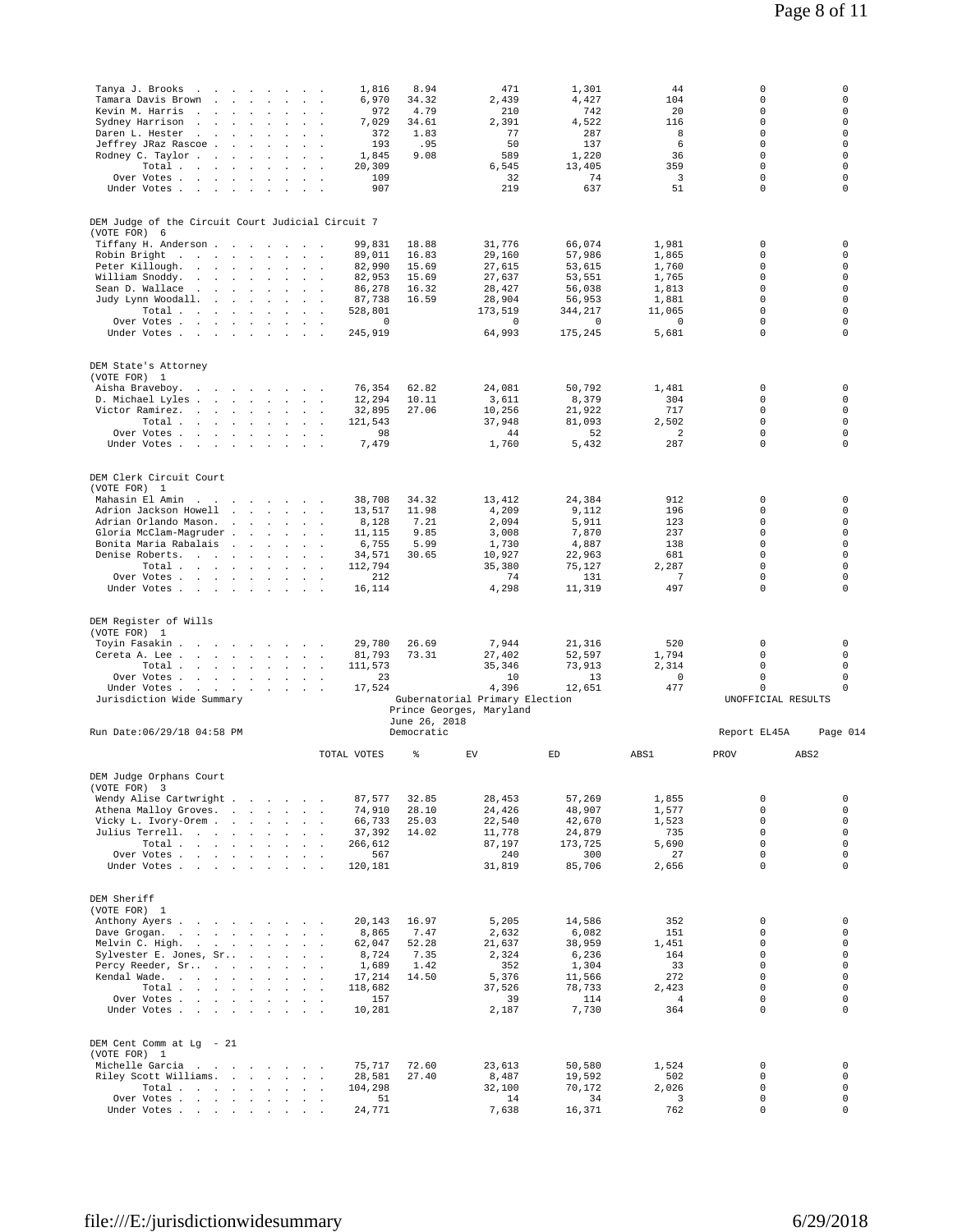| | TOTAL VOTES | % | EV | ED | ABS1 | PROV | ABS2 |
|---|---|---|---|---|---|---|---|
| Tanya J. Brooks | 1,816 | 8.94 | 471 | 1,301 | 44 | 0 | 0 |
| Tamara Davis Brown | 6,970 | 34.32 | 2,439 | 4,427 | 104 | 0 | 0 |
| Kevin M. Harris | 972 | 4.79 | 210 | 742 | 20 | 0 | 0 |
| Sydney Harrison | 7,029 | 34.61 | 2,391 | 4,522 | 116 | 0 | 0 |
| Daren L. Hester | 372 | 1.83 | 77 | 287 | 8 | 0 | 0 |
| Jeffrey JRaz Rascoe | 193 | .95 | 50 | 137 | 6 | 0 | 0 |
| Rodney C. Taylor | 1,845 | 9.08 | 589 | 1,220 | 36 | 0 | 0 |
| Total | 20,309 | | 6,545 | 13,405 | 359 | 0 | 0 |
| Over Votes | 109 | | 32 | 74 | 3 | 0 | 0 |
| Under Votes | 907 | | 219 | 637 | 51 | 0 | 0 |

DEM Judge of the Circuit Court Judicial Circuit 7
(VOTE FOR) 6

| | TOTAL VOTES | % | EV | ED | ABS1 | PROV | ABS2 |
|---|---|---|---|---|---|---|---|
| Tiffany H. Anderson | 99,831 | 18.88 | 31,776 | 66,074 | 1,981 | 0 | 0 |
| Robin Bright | 89,011 | 16.83 | 29,160 | 57,986 | 1,865 | 0 | 0 |
| Peter Killough. | 82,990 | 15.69 | 27,615 | 53,615 | 1,760 | 0 | 0 |
| William Snoddy. | 82,953 | 15.69 | 27,637 | 53,551 | 1,765 | 0 | 0 |
| Sean D. Wallace | 86,278 | 16.32 | 28,427 | 56,038 | 1,813 | 0 | 0 |
| Judy Lynn Woodall. | 87,738 | 16.59 | 28,904 | 56,953 | 1,881 | 0 | 0 |
| Total | 528,801 | | 173,519 | 344,217 | 11,065 | 0 | 0 |
| Over Votes | 0 | | 0 | 0 | 0 | 0 | 0 |
| Under Votes | 245,919 | | 64,993 | 175,245 | 5,681 | 0 | 0 |

DEM State's Attorney
(VOTE FOR) 1

| | TOTAL VOTES | % | EV | ED | ABS1 | PROV | ABS2 |
|---|---|---|---|---|---|---|---|
| Aisha Braveboy. | 76,354 | 62.82 | 24,081 | 50,792 | 1,481 | 0 | 0 |
| D. Michael Lyles | 12,294 | 10.11 | 3,611 | 8,379 | 304 | 0 | 0 |
| Victor Ramirez. | 32,895 | 27.06 | 10,256 | 21,922 | 717 | 0 | 0 |
| Total | 121,543 | | 37,948 | 81,093 | 2,502 | 0 | 0 |
| Over Votes | 98 | | 44 | 52 | 2 | 0 | 0 |
| Under Votes | 7,479 | | 1,760 | 5,432 | 287 | 0 | 0 |

DEM Clerk Circuit Court
(VOTE FOR) 1

| | TOTAL VOTES | % | EV | ED | ABS1 | PROV | ABS2 |
|---|---|---|---|---|---|---|---|
| Mahasin El Amin | 38,708 | 34.32 | 13,412 | 24,384 | 912 | 0 | 0 |
| Adrion Jackson Howell | 13,517 | 11.98 | 4,209 | 9,112 | 196 | 0 | 0 |
| Adrian Orlando Mason. | 8,128 | 7.21 | 2,094 | 5,911 | 123 | 0 | 0 |
| Gloria McClam-Magruder | 11,115 | 9.85 | 3,008 | 7,870 | 237 | 0 | 0 |
| Bonita Maria Rabalais | 6,755 | 5.99 | 1,730 | 4,887 | 138 | 0 | 0 |
| Denise Roberts. | 34,571 | 30.65 | 10,927 | 22,963 | 681 | 0 | 0 |
| Total | 112,794 | | 35,380 | 75,127 | 2,287 | 0 | 0 |
| Over Votes | 212 | | 74 | 131 | 7 | 0 | 0 |
| Under Votes | 16,114 | | 4,298 | 11,319 | 497 | 0 | 0 |

DEM Register of Wills
(VOTE FOR) 1

| | TOTAL VOTES | % | EV | ED | ABS1 | PROV | ABS2 |
|---|---|---|---|---|---|---|---|
| Toyin Fasakin | 29,780 | 26.69 | 7,944 | 21,316 | 520 | 0 | 0 |
| Cereta A. Lee | 81,793 | 73.31 | 27,402 | 52,597 | 1,794 | 0 | 0 |
| Total | 111,573 | | 35,346 | 73,913 | 2,314 | 0 | 0 |
| Over Votes | 23 | | 10 | 13 | 0 | 0 | 0 |
| Under Votes | 17,524 | | 4,396 | 12,651 | 477 | 0 | 0 |

Jurisdiction Wide Summary — Gubernatorial Primary Election — Prince Georges, Maryland — June 26, 2018 — UNOFFICIAL RESULTS
Run Date:06/29/18 04:58 PM — Democratic — Report EL45A — Page 014

DEM Judge Orphans Court
(VOTE FOR) 3

| | TOTAL VOTES | % | EV | ED | ABS1 | PROV | ABS2 |
|---|---|---|---|---|---|---|---|
| Wendy Alise Cartwright | 87,577 | 32.85 | 28,453 | 57,269 | 1,855 | 0 | 0 |
| Athena Malloy Groves. | 74,910 | 28.10 | 24,426 | 48,907 | 1,577 | 0 | 0 |
| Vicky L. Ivory-Orem | 66,733 | 25.03 | 22,540 | 42,670 | 1,523 | 0 | 0 |
| Julius Terrell. | 37,392 | 14.02 | 11,778 | 24,879 | 735 | 0 | 0 |
| Total | 266,612 | | 87,197 | 173,725 | 5,690 | 0 | 0 |
| Over Votes | 567 | | 240 | 300 | 27 | 0 | 0 |
| Under Votes | 120,181 | | 31,819 | 85,706 | 2,656 | 0 | 0 |

DEM Sheriff
(VOTE FOR) 1

| | TOTAL VOTES | % | EV | ED | ABS1 | PROV | ABS2 |
|---|---|---|---|---|---|---|---|
| Anthony Ayers | 20,143 | 16.97 | 5,205 | 14,586 | 352 | 0 | 0 |
| Dave Grogan. | 8,865 | 7.47 | 2,632 | 6,082 | 151 | 0 | 0 |
| Melvin C. High. | 62,047 | 52.28 | 21,637 | 38,959 | 1,451 | 0 | 0 |
| Sylvester E. Jones, Sr. | 8,724 | 7.35 | 2,324 | 6,236 | 164 | 0 | 0 |
| Percy Reeder, Sr. | 1,689 | 1.42 | 352 | 1,304 | 33 | 0 | 0 |
| Kendal Wade. | 17,214 | 14.50 | 5,376 | 11,566 | 272 | 0 | 0 |
| Total | 118,682 | | 37,526 | 78,733 | 2,423 | 0 | 0 |
| Over Votes | 157 | | 39 | 114 | 4 | 0 | 0 |
| Under Votes | 10,281 | | 2,187 | 7,730 | 364 | 0 | 0 |

DEM Cent Comm at Lg - 21
(VOTE FOR) 1

| | TOTAL VOTES | % | EV | ED | ABS1 | PROV | ABS2 |
|---|---|---|---|---|---|---|---|
| Michelle Garcia | 75,717 | 72.60 | 23,613 | 50,580 | 1,524 | 0 | 0 |
| Riley Scott Williams. | 28,581 | 27.40 | 8,487 | 19,592 | 502 | 0 | 0 |
| Total | 104,298 | | 32,100 | 70,172 | 2,026 | 0 | 0 |
| Over Votes | 51 | | 14 | 34 | 3 | 0 | 0 |
| Under Votes | 24,771 | | 7,638 | 16,371 | 762 | 0 | 0 |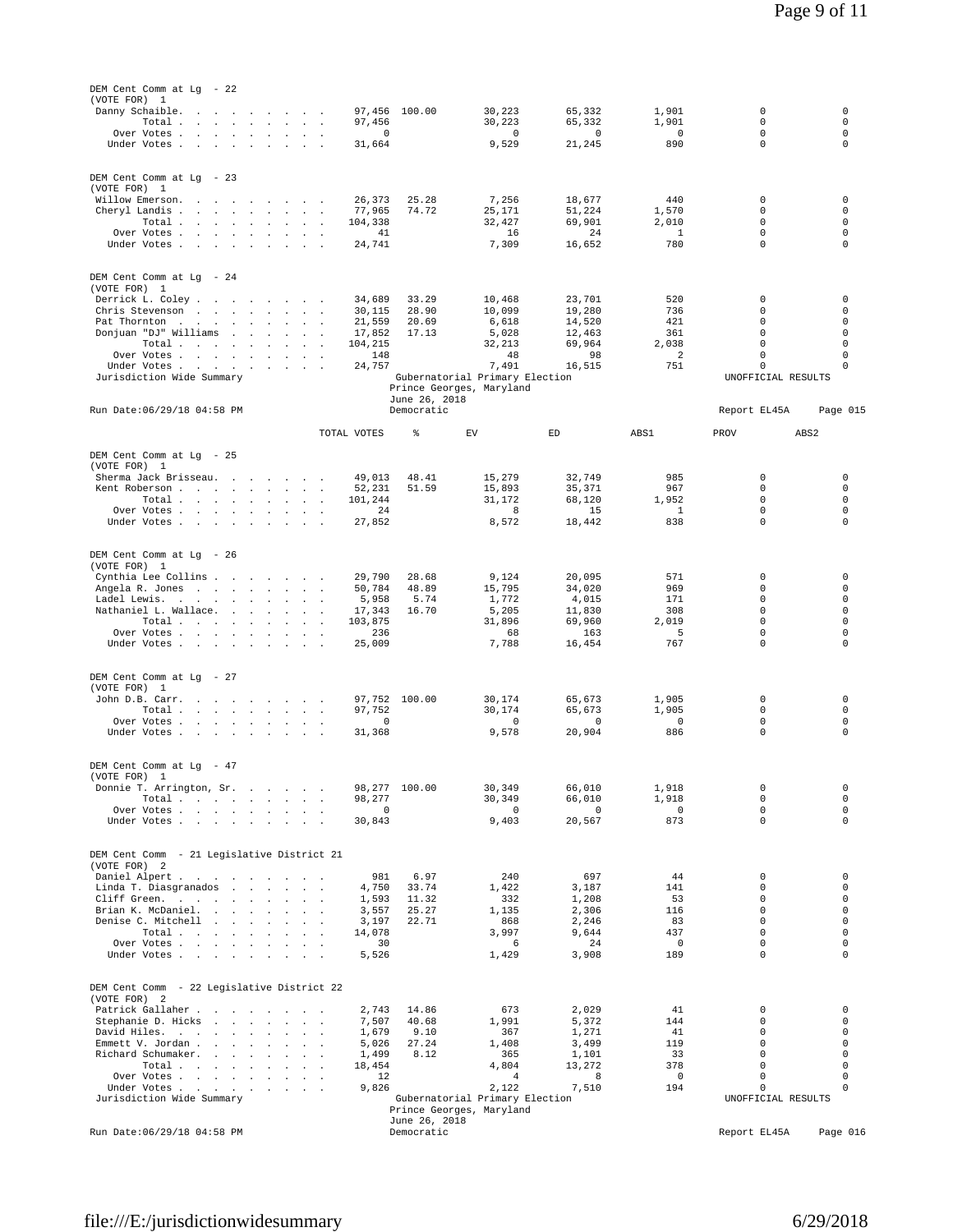DEM Cent Comm at Lg - 22
(VOTE FOR) 1

| | TOTAL VOTES | % | EV | ED | ABS1 | PROV | ABS2 |
|---|---|---|---|---|---|---|---|
| Danny Schaible | 97,456 | 100.00 | 30,223 | 65,332 | 1,901 | 0 | 0 |
| Total | 97,456 | | 30,223 | 65,332 | 1,901 | 0 | 0 |
| Over Votes | 0 | | 0 | 0 | 0 | 0 | 0 |
| Under Votes | 31,664 | | 9,529 | 21,245 | 890 | 0 | 0 |

DEM Cent Comm at Lg - 23
(VOTE FOR) 1

| | TOTAL VOTES | % | EV | ED | ABS1 | PROV | ABS2 |
|---|---|---|---|---|---|---|---|
| Willow Emerson | 26,373 | 25.28 | 7,256 | 18,677 | 440 | 0 | 0 |
| Cheryl Landis | 77,965 | 74.72 | 25,171 | 51,224 | 1,570 | 0 | 0 |
| Total | 104,338 | | 32,427 | 69,901 | 2,010 | 0 | 0 |
| Over Votes | 41 | | 16 | 24 | 1 | 0 | 0 |
| Under Votes | 24,741 | | 7,309 | 16,652 | 780 | 0 | 0 |

DEM Cent Comm at Lg - 24
(VOTE FOR) 1

| | TOTAL VOTES | % | EV | ED | ABS1 | PROV | ABS2 |
|---|---|---|---|---|---|---|---|
| Derrick L. Coley | 34,689 | 33.29 | 10,468 | 23,701 | 520 | 0 | 0 |
| Chris Stevenson | 30,115 | 28.90 | 10,099 | 19,280 | 736 | 0 | 0 |
| Pat Thornton | 21,559 | 20.69 | 6,618 | 14,520 | 421 | 0 | 0 |
| Donjuan "DJ" Williams | 17,852 | 17.13 | 5,028 | 12,463 | 361 | 0 | 0 |
| Total | 104,215 | | 32,213 | 69,964 | 2,038 | 0 | 0 |
| Over Votes | 148 | | 48 | 98 | 2 | 0 | 0 |
| Under Votes | 24,757 | | 7,491 | 16,515 | 751 | 0 | 0 |

Jurisdiction Wide Summary — Gubernatorial Primary Election, Prince Georges, Maryland, June 26, 2018, Democratic — UNOFFICIAL RESULTS

Run Date:06/29/18 04:58 PM — Report EL45A — Page 015

DEM Cent Comm at Lg - 25
(VOTE FOR) 1

| | TOTAL VOTES | % | EV | ED | ABS1 | PROV | ABS2 |
|---|---|---|---|---|---|---|---|
| Sherma Jack Brisseau | 49,013 | 48.41 | 15,279 | 32,749 | 985 | 0 | 0 |
| Kent Roberson | 52,231 | 51.59 | 15,893 | 35,371 | 967 | 0 | 0 |
| Total | 101,244 | | 31,172 | 68,120 | 1,952 | 0 | 0 |
| Over Votes | 24 | | 8 | 15 | 1 | 0 | 0 |
| Under Votes | 27,852 | | 8,572 | 18,442 | 838 | 0 | 0 |

DEM Cent Comm at Lg - 26
(VOTE FOR) 1

| | TOTAL VOTES | % | EV | ED | ABS1 | PROV | ABS2 |
|---|---|---|---|---|---|---|---|
| Cynthia Lee Collins | 29,790 | 28.68 | 9,124 | 20,095 | 571 | 0 | 0 |
| Angela R. Jones | 50,784 | 48.89 | 15,795 | 34,020 | 969 | 0 | 0 |
| Ladel Lewis | 5,958 | 5.74 | 1,772 | 4,015 | 171 | 0 | 0 |
| Nathaniel L. Wallace | 17,343 | 16.70 | 5,205 | 11,830 | 308 | 0 | 0 |
| Total | 103,875 | | 31,896 | 69,960 | 2,019 | 0 | 0 |
| Over Votes | 236 | | 68 | 163 | 5 | 0 | 0 |
| Under Votes | 25,009 | | 7,788 | 16,454 | 767 | 0 | 0 |

DEM Cent Comm at Lg - 27
(VOTE FOR) 1

| | TOTAL VOTES | % | EV | ED | ABS1 | PROV | ABS2 |
|---|---|---|---|---|---|---|---|
| John D.B. Carr | 97,752 | 100.00 | 30,174 | 65,673 | 1,905 | 0 | 0 |
| Total | 97,752 | | 30,174 | 65,673 | 1,905 | 0 | 0 |
| Over Votes | 0 | | 0 | 0 | 0 | 0 | 0 |
| Under Votes | 31,368 | | 9,578 | 20,904 | 886 | 0 | 0 |

DEM Cent Comm at Lg - 47
(VOTE FOR) 1

| | TOTAL VOTES | % | EV | ED | ABS1 | PROV | ABS2 |
|---|---|---|---|---|---|---|---|
| Donnie T. Arrington, Sr. | 98,277 | 100.00 | 30,349 | 66,010 | 1,918 | 0 | 0 |
| Total | 98,277 | | 30,349 | 66,010 | 1,918 | 0 | 0 |
| Over Votes | 0 | | 0 | 0 | 0 | 0 | 0 |
| Under Votes | 30,843 | | 9,403 | 20,567 | 873 | 0 | 0 |

DEM Cent Comm - 21 Legislative District 21
(VOTE FOR) 2

| | TOTAL VOTES | % | EV | ED | ABS1 | PROV | ABS2 |
|---|---|---|---|---|---|---|---|
| Daniel Alpert | 981 | 6.97 | 240 | 697 | 44 | 0 | 0 |
| Linda T. Diasgranados | 4,750 | 33.74 | 1,422 | 3,187 | 141 | 0 | 0 |
| Cliff Green | 1,593 | 11.32 | 332 | 1,208 | 53 | 0 | 0 |
| Brian K. McDaniel | 3,557 | 25.27 | 1,135 | 2,306 | 116 | 0 | 0 |
| Denise C. Mitchell | 3,197 | 22.71 | 868 | 2,246 | 83 | 0 | 0 |
| Total | 14,078 | | 3,997 | 9,644 | 437 | 0 | 0 |
| Over Votes | 30 | | 6 | 24 | 0 | 0 | 0 |
| Under Votes | 5,526 | | 1,429 | 3,908 | 189 | 0 | 0 |

DEM Cent Comm - 22 Legislative District 22
(VOTE FOR) 2

| | TOTAL VOTES | % | EV | ED | ABS1 | PROV | ABS2 |
|---|---|---|---|---|---|---|---|
| Patrick Gallaher | 2,743 | 14.86 | 673 | 2,029 | 41 | 0 | 0 |
| Stephanie D. Hicks | 7,507 | 40.68 | 1,991 | 5,372 | 144 | 0 | 0 |
| David Hiles | 1,679 | 9.10 | 367 | 1,271 | 41 | 0 | 0 |
| Emmett V. Jordan | 5,026 | 27.24 | 1,408 | 3,499 | 119 | 0 | 0 |
| Richard Schumaker | 1,499 | 8.12 | 365 | 1,101 | 33 | 0 | 0 |
| Total | 18,454 | | 4,804 | 13,272 | 378 | 0 | 0 |
| Over Votes | 12 | | 4 | 8 | 0 | 0 | 0 |
| Under Votes | 9,826 | | 2,122 | 7,510 | 194 | 0 | 0 |

Jurisdiction Wide Summary — Gubernatorial Primary Election, Prince Georges, Maryland, June 26, 2018, Democratic — UNOFFICIAL RESULTS

Run Date:06/29/18 04:58 PM — Report EL45A — Page 016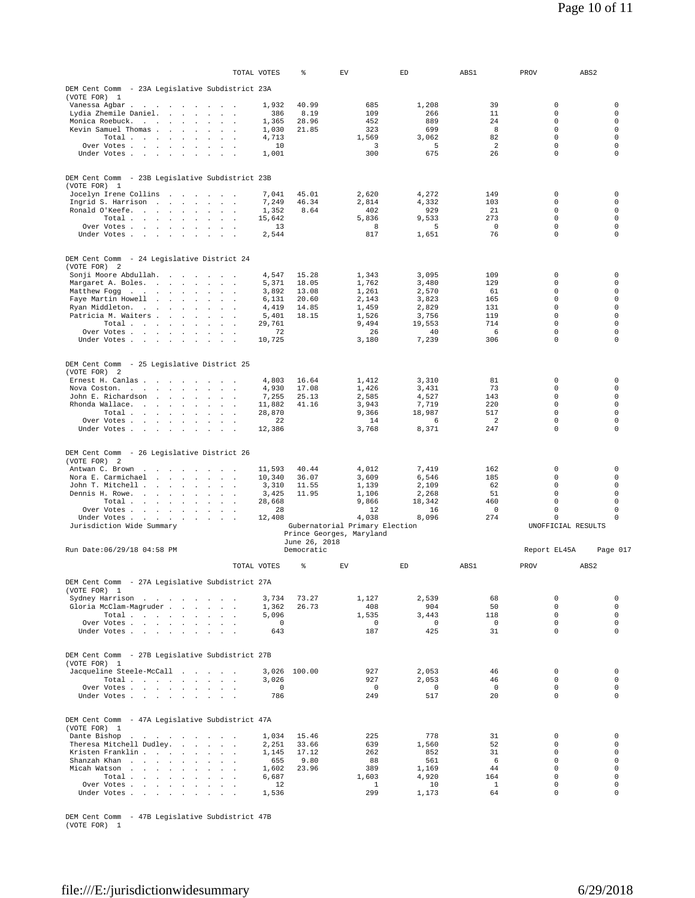| | TOTAL VOTES | % | EV | ED | ABS1 | PROV | ABS2 |
|---|---|---|---|---|---|---|---|
| **DEM Cent Comm - 23A Legislative Subdistrict 23A** | | | | | | | |
| (VOTE FOR) 1 | | | | | | | |
| Vanessa Agbar | 1,932 | 40.99 | 685 | 1,208 | 39 | 0 | 0 |
| Lydia Zhemile Daniel | 386 | 8.19 | 109 | 266 | 11 | 0 | 0 |
| Monica Roebuck | 1,365 | 28.96 | 452 | 889 | 24 | 0 | 0 |
| Kevin Samuel Thomas | 1,030 | 21.85 | 323 | 699 | 8 | 0 | 0 |
| Total | 4,713 | | 1,569 | 3,062 | 82 | 0 | 0 |
| Over Votes | 10 | | 3 | 5 | 2 | 0 | 0 |
| Under Votes | 1,001 | | 300 | 675 | 26 | 0 | 0 |

| | TOTAL VOTES | % | EV | ED | ABS1 | PROV | ABS2 |
|---|---|---|---|---|---|---|---|
| **DEM Cent Comm - 23B Legislative Subdistrict 23B** | | | | | | | |
| (VOTE FOR) 1 | | | | | | | |
| Jocelyn Irene Collins | 7,041 | 45.01 | 2,620 | 4,272 | 149 | 0 | 0 |
| Ingrid S. Harrison | 7,249 | 46.34 | 2,814 | 4,332 | 103 | 0 | 0 |
| Ronald O'Keefe | 1,352 | 8.64 | 402 | 929 | 21 | 0 | 0 |
| Total | 15,642 | | 5,836 | 9,533 | 273 | 0 | 0 |
| Over Votes | 13 | | 8 | 5 | 0 | 0 | 0 |
| Under Votes | 2,544 | | 817 | 1,651 | 76 | 0 | 0 |

| | TOTAL VOTES | % | EV | ED | ABS1 | PROV | ABS2 |
|---|---|---|---|---|---|---|---|
| **DEM Cent Comm - 24 Legislative District 24** | | | | | | | |
| (VOTE FOR) 2 | | | | | | | |
| Sonji Moore Abdullah | 4,547 | 15.28 | 1,343 | 3,095 | 109 | 0 | 0 |
| Margaret A. Boles | 5,371 | 18.05 | 1,762 | 3,480 | 129 | 0 | 0 |
| Matthew Fogg | 3,892 | 13.08 | 1,261 | 2,570 | 61 | 0 | 0 |
| Faye Martin Howell | 6,131 | 20.60 | 2,143 | 3,823 | 165 | 0 | 0 |
| Ryan Middleton | 4,419 | 14.85 | 1,459 | 2,829 | 131 | 0 | 0 |
| Patricia M. Waiters | 5,401 | 18.15 | 1,526 | 3,756 | 119 | 0 | 0 |
| Total | 29,761 | | 9,494 | 19,553 | 714 | 0 | 0 |
| Over Votes | 72 | | 26 | 40 | 6 | 0 | 0 |
| Under Votes | 10,725 | | 3,180 | 7,239 | 306 | 0 | 0 |

| | TOTAL VOTES | % | EV | ED | ABS1 | PROV | ABS2 |
|---|---|---|---|---|---|---|---|
| **DEM Cent Comm - 25 Legislative District 25** | | | | | | | |
| (VOTE FOR) 2 | | | | | | | |
| Ernest H. Canlas | 4,803 | 16.64 | 1,412 | 3,310 | 81 | 0 | 0 |
| Nova Coston | 4,930 | 17.08 | 1,426 | 3,431 | 73 | 0 | 0 |
| John E. Richardson | 7,255 | 25.13 | 2,585 | 4,527 | 143 | 0 | 0 |
| Rhonda Wallace | 11,882 | 41.16 | 3,943 | 7,719 | 220 | 0 | 0 |
| Total | 28,870 | | 9,366 | 18,987 | 517 | 0 | 0 |
| Over Votes | 22 | | 14 | 6 | 2 | 0 | 0 |
| Under Votes | 12,386 | | 3,768 | 8,371 | 247 | 0 | 0 |

| | TOTAL VOTES | % | EV | ED | ABS1 | PROV | ABS2 |
|---|---|---|---|---|---|---|---|
| **DEM Cent Comm - 26 Legislative District 26** | | | | | | | |
| (VOTE FOR) 2 | | | | | | | |
| Antwan C. Brown | 11,593 | 40.44 | 4,012 | 7,419 | 162 | 0 | 0 |
| Nora E. Carmichael | 10,340 | 36.07 | 3,609 | 6,546 | 185 | 0 | 0 |
| John T. Mitchell | 3,310 | 11.55 | 1,139 | 2,109 | 62 | 0 | 0 |
| Dennis H. Rowe | 3,425 | 11.95 | 1,106 | 2,268 | 51 | 0 | 0 |
| Total | 28,668 | | 9,866 | 18,342 | 460 | 0 | 0 |
| Over Votes | 28 | | 12 | 16 | 0 | 0 | 0 |
| Under Votes | 12,408 | | 4,038 | 8,096 | 274 | 0 | 0 |

Jurisdiction Wide Summary — Gubernatorial Primary Election, Prince Georges, Maryland, June 26, 2018, Democratic — UNOFFICIAL RESULTS

Run Date:06/29/18 04:58 PM — Report EL45A — Page 017

| | TOTAL VOTES | % | EV | ED | ABS1 | PROV | ABS2 |
|---|---|---|---|---|---|---|---|
| **DEM Cent Comm - 27A Legislative Subdistrict 27A** | | | | | | | |
| (VOTE FOR) 1 | | | | | | | |
| Sydney Harrison | 3,734 | 73.27 | 1,127 | 2,539 | 68 | 0 | 0 |
| Gloria McClam-Magruder | 1,362 | 26.73 | 408 | 904 | 50 | 0 | 0 |
| Total | 5,096 | | 1,535 | 3,443 | 118 | 0 | 0 |
| Over Votes | 0 | | 0 | 0 | 0 | 0 | 0 |
| Under Votes | 643 | | 187 | 425 | 31 | 0 | 0 |

| | TOTAL VOTES | % | EV | ED | ABS1 | PROV | ABS2 |
|---|---|---|---|---|---|---|---|
| **DEM Cent Comm - 27B Legislative Subdistrict 27B** | | | | | | | |
| (VOTE FOR) 1 | | | | | | | |
| Jacqueline Steele-McCall | 3,026 | 100.00 | 927 | 2,053 | 46 | 0 | 0 |
| Total | 3,026 | | 927 | 2,053 | 46 | 0 | 0 |
| Over Votes | 0 | | 0 | 0 | 0 | 0 | 0 |
| Under Votes | 786 | | 249 | 517 | 20 | 0 | 0 |

| | TOTAL VOTES | % | EV | ED | ABS1 | PROV | ABS2 |
|---|---|---|---|---|---|---|---|
| **DEM Cent Comm - 47A Legislative Subdistrict 47A** | | | | | | | |
| (VOTE FOR) 1 | | | | | | | |
| Dante Bishop | 1,034 | 15.46 | 225 | 778 | 31 | 0 | 0 |
| Theresa Mitchell Dudley | 2,251 | 33.66 | 639 | 1,560 | 52 | 0 | 0 |
| Kristen Franklin | 1,145 | 17.12 | 262 | 852 | 31 | 0 | 0 |
| Shanzah Khan | 655 | 9.80 | 88 | 561 | 6 | 0 | 0 |
| Micah Watson | 1,602 | 23.96 | 389 | 1,169 | 44 | 0 | 0 |
| Total | 6,687 | | 1,603 | 4,920 | 164 | 0 | 0 |
| Over Votes | 12 | | 1 | 10 | 1 | 0 | 0 |
| Under Votes | 1,536 | | 299 | 1,173 | 64 | 0 | 0 |

DEM Cent Comm - 47B Legislative Subdistrict 47B
(VOTE FOR) 1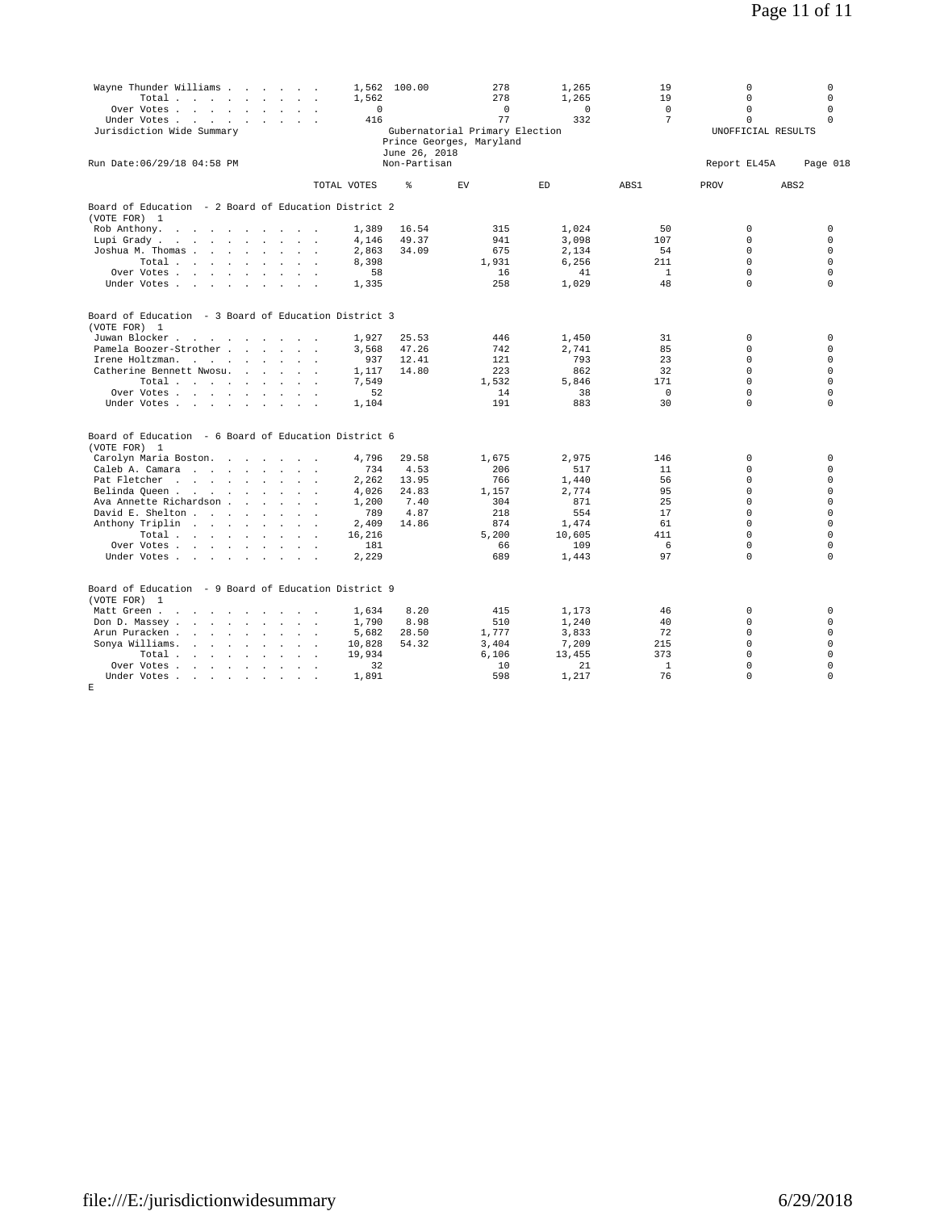| | TOTAL VOTES | % | EV | ED | ABS1 | PROV | ABS2 |
|---|---|---|---|---|---|---|---|
| Wayne Thunder Williams | 1,562 | 100.00 | 278 | 1,265 | 19 | 0 | 0 |
| Total | 1,562 | | 278 | 1,265 | 19 | 0 | 0 |
| Over Votes | 0 | | 0 | 0 | 0 | 0 | 0 |
| Under Votes | 416 | | 77 | 332 | 7 | 0 | 0 |

Jurisdiction Wide Summary

Gubernatorial Primary Election
Prince Georges, Maryland
June 26, 2018
Non-Partisan

UNOFFICIAL RESULTS

Run Date:06/29/18 04:58 PM

Report EL45A Page 018

Board of Education - 2 Board of Education District 2
(VOTE FOR) 1

| | TOTAL VOTES | % | EV | ED | ABS1 | PROV | ABS2 |
|---|---|---|---|---|---|---|---|
| Rob Anthony | 1,389 | 16.54 | 315 | 1,024 | 50 | 0 | 0 |
| Lupi Grady | 4,146 | 49.37 | 941 | 3,098 | 107 | 0 | 0 |
| Joshua M. Thomas | 2,863 | 34.09 | 675 | 2,134 | 54 | 0 | 0 |
| Total | 8,398 | | 1,931 | 6,256 | 211 | 0 | 0 |
| Over Votes | 58 | | 16 | 41 | 1 | 0 | 0 |
| Under Votes | 1,335 | | 258 | 1,029 | 48 | 0 | 0 |

Board of Education - 3 Board of Education District 3
(VOTE FOR) 1

| | TOTAL VOTES | % | EV | ED | ABS1 | PROV | ABS2 |
|---|---|---|---|---|---|---|---|
| Juwan Blocker | 1,927 | 25.53 | 446 | 1,450 | 31 | 0 | 0 |
| Pamela Boozer-Strother | 3,568 | 47.26 | 742 | 2,741 | 85 | 0 | 0 |
| Irene Holtzman | 937 | 12.41 | 121 | 793 | 23 | 0 | 0 |
| Catherine Bennett Nwosu | 1,117 | 14.80 | 223 | 862 | 32 | 0 | 0 |
| Total | 7,549 | | 1,532 | 5,846 | 171 | 0 | 0 |
| Over Votes | 52 | | 14 | 38 | 0 | 0 | 0 |
| Under Votes | 1,104 | | 191 | 883 | 30 | 0 | 0 |

Board of Education - 6 Board of Education District 6
(VOTE FOR) 1

| | TOTAL VOTES | % | EV | ED | ABS1 | PROV | ABS2 |
|---|---|---|---|---|---|---|---|
| Carolyn Maria Boston | 4,796 | 29.58 | 1,675 | 2,975 | 146 | 0 | 0 |
| Caleb A. Camara | 734 | 4.53 | 206 | 517 | 11 | 0 | 0 |
| Pat Fletcher | 2,262 | 13.95 | 766 | 1,440 | 56 | 0 | 0 |
| Belinda Queen | 4,026 | 24.83 | 1,157 | 2,774 | 95 | 0 | 0 |
| Ava Annette Richardson | 1,200 | 7.40 | 304 | 871 | 25 | 0 | 0 |
| David E. Shelton | 789 | 4.87 | 218 | 554 | 17 | 0 | 0 |
| Anthony Triplin | 2,409 | 14.86 | 874 | 1,474 | 61 | 0 | 0 |
| Total | 16,216 | | 5,200 | 10,605 | 411 | 0 | 0 |
| Over Votes | 181 | | 66 | 109 | 6 | 0 | 0 |
| Under Votes | 2,229 | | 689 | 1,443 | 97 | 0 | 0 |

Board of Education - 9 Board of Education District 9
(VOTE FOR) 1

| | TOTAL VOTES | % | EV | ED | ABS1 | PROV | ABS2 |
|---|---|---|---|---|---|---|---|
| Matt Green | 1,634 | 8.20 | 415 | 1,173 | 46 | 0 | 0 |
| Don D. Massey | 1,790 | 8.98 | 510 | 1,240 | 40 | 0 | 0 |
| Arun Puracken | 5,682 | 28.50 | 1,777 | 3,833 | 72 | 0 | 0 |
| Sonya Williams | 10,828 | 54.32 | 3,404 | 7,209 | 215 | 0 | 0 |
| Total | 19,934 | | 6,106 | 13,455 | 373 | 0 | 0 |
| Over Votes | 32 | | 10 | 21 | 1 | 0 | 0 |
| Under Votes | 1,891 | | 598 | 1,217 | 76 | 0 | 0 |

E